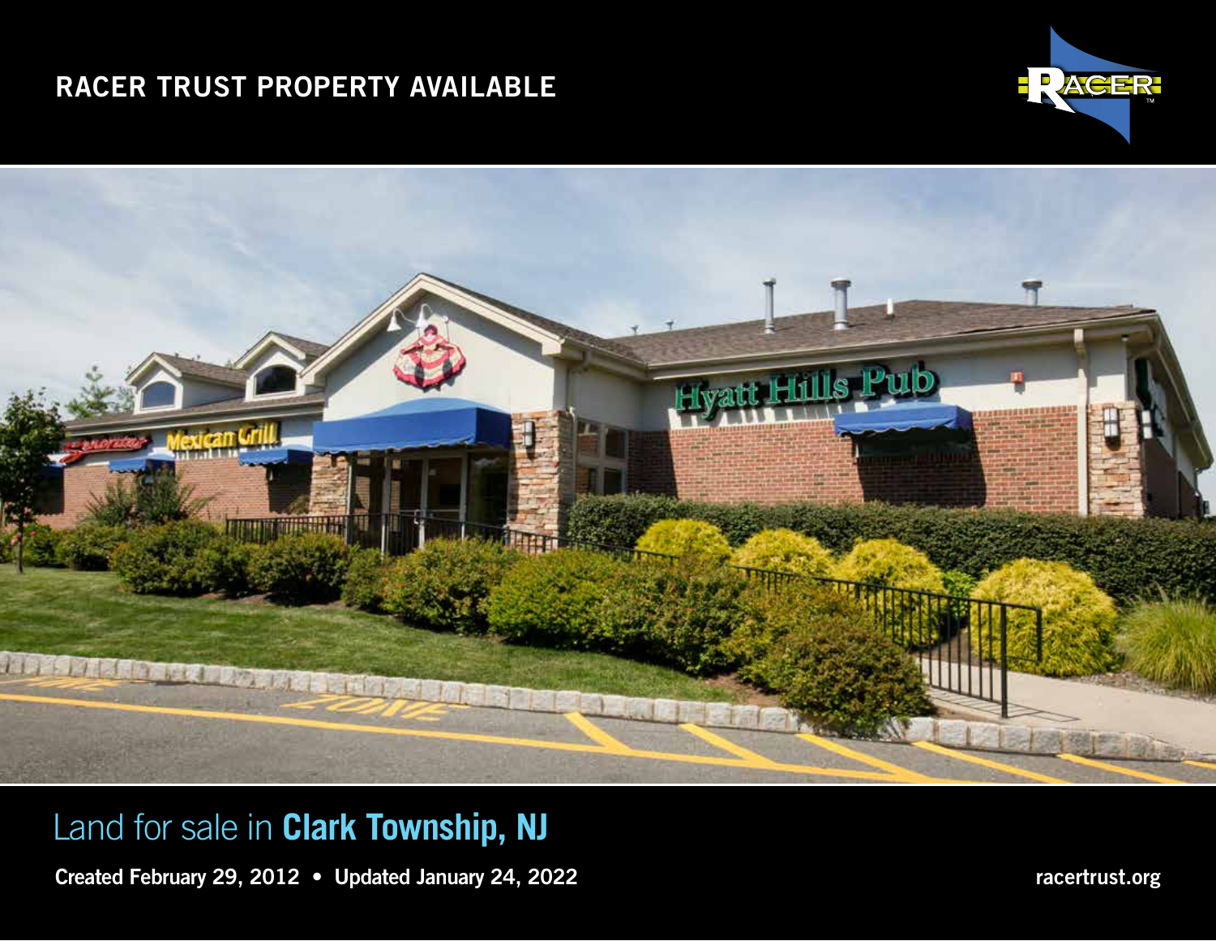RACER TRUST PROPERTY AVAILABLE

# Land for sale in **Clark Township, NJ**

**Created February 29, 2012 • Updated January 24, 2022**

**racertrust.org**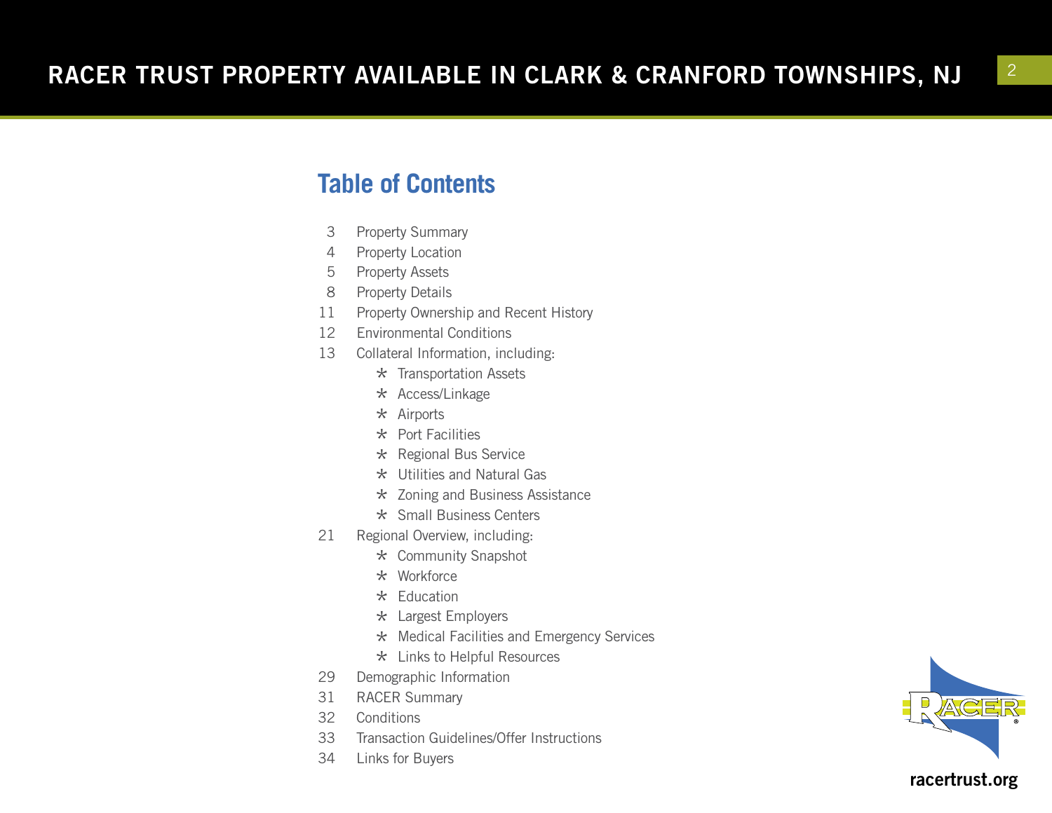# Table of Contents

| | |
|---|---|
| 3 | Property Summary |
| 4 | Property Location |
| 5 | Property Assets |
| 8 | Property Details |
| 11 | Property Ownership and Recent History |
| 12 | Environmental Conditions |
| 13 | Collateral Information, including: |
| | * Transportation Assets |
| | * Access/Linkage |
| | * Airports |
| | * Port Facilities |
| | * Regional Bus Service |
| | * Utilities and Natural Gas |
| | * Zoning and Business Assistance |
| | * Small Business Centers |
| 21 | Regional Overview, including: |
| | * Community Snapshot |
| | * Workforce |
| | * Education |
| | * Largest Employers |
| | * Medical Facilities and Emergency Services |
| | * Links to Helpful Resources |
| 29 | Demographic Information |
| 31 | RACER Summary |
| 32 | Conditions |
| 33 | Transaction Guidelines/Offer Instructions |
| 34 | Links for Buyers |

racertrust.org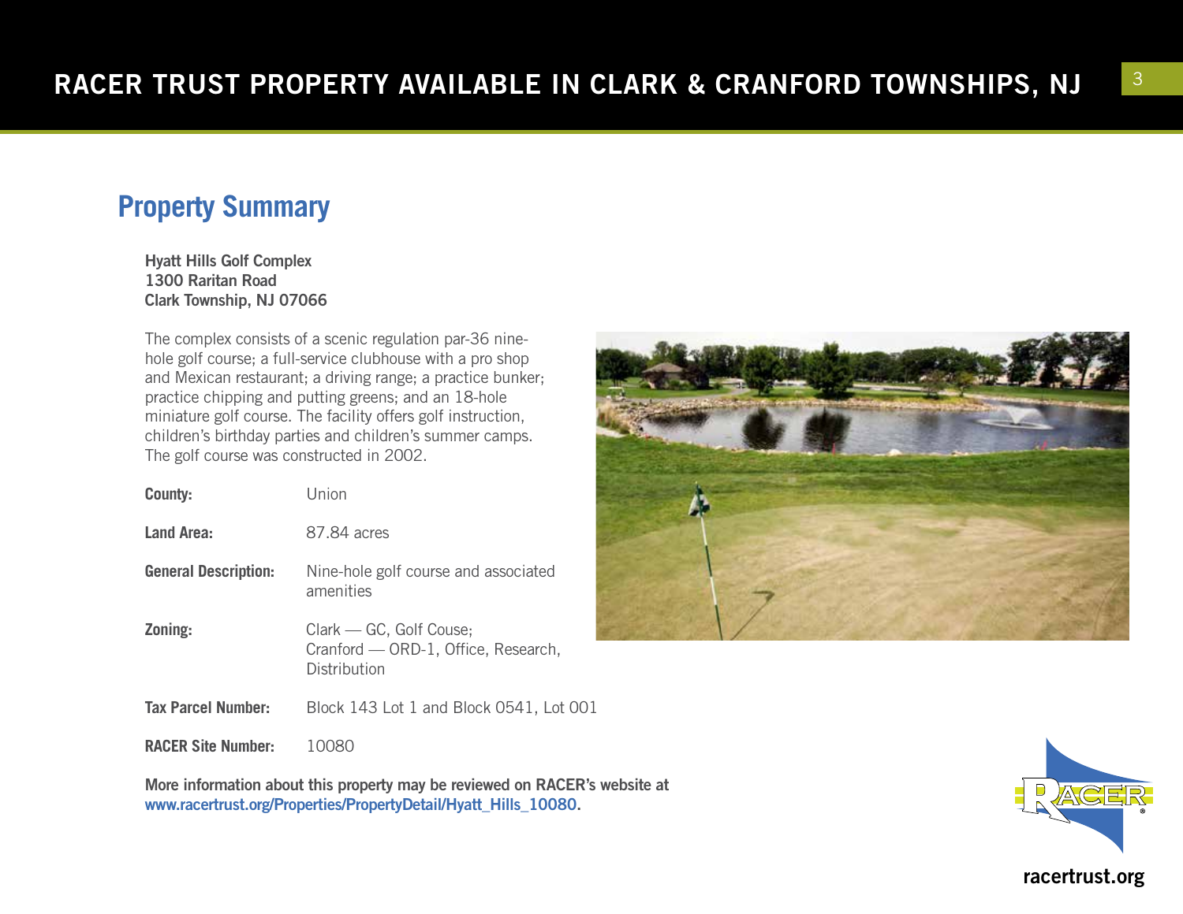## Property Summary

**Hyatt Hills Golf Complex**
**1300 Raritan Road**
**Clark Township, NJ 07066**

The complex consists of a scenic regulation par-36 nine-hole golf course; a full-service clubhouse with a pro shop and Mexican restaurant; a driving range; a practice bunker; practice chipping and putting greens; and an 18-hole miniature golf course. The facility offers golf instruction, children's birthday parties and children's summer camps. The golf course was constructed in 2002.

| | |
|---|---|
| **County:** | Union |
| **Land Area:** | 87.84 acres |
| **General Description:** | Nine-hole golf course and associated amenities |
| **Zoning:** | Clark — GC, Golf Couse; Cranford — ORD-1, Office, Research, Distribution |
| **Tax Parcel Number:** | Block 143 Lot 1 and Block 0541, Lot 001 |
| **RACER Site Number:** | 10080 |

**More information about this property may be reviewed on RACER's website at www.racertrust.org/Properties/PropertyDetail/Hyatt_Hills_10080.**

racertrust.org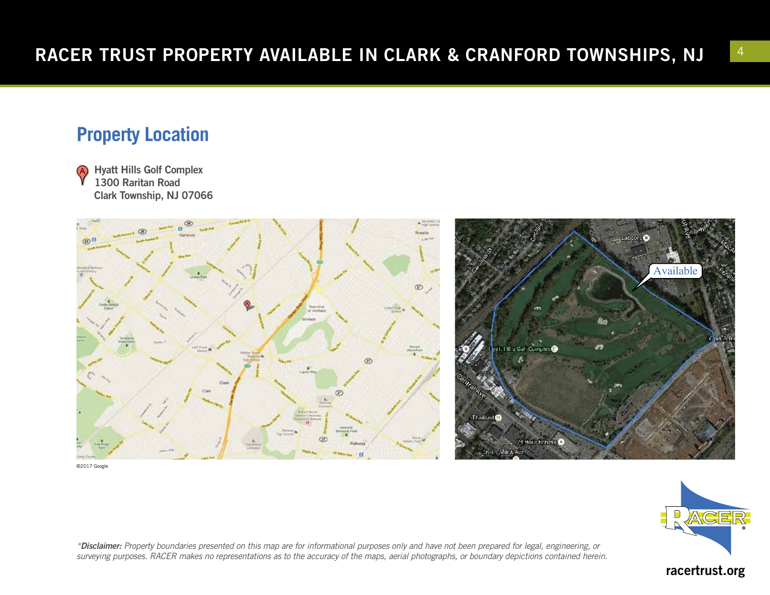## Property Location

Hyatt Hills Golf Complex
1300 Raritan Road
Clark Township, NJ 07066

©2017 Google

**racertrust.org**

*\*Disclaimer: Property boundaries presented on this map are for informational purposes only and have not been prepared for legal, engineering, or surveying purposes. RACER makes no representations as to the accuracy of the maps, aerial photographs, or boundary depictions contained herein.*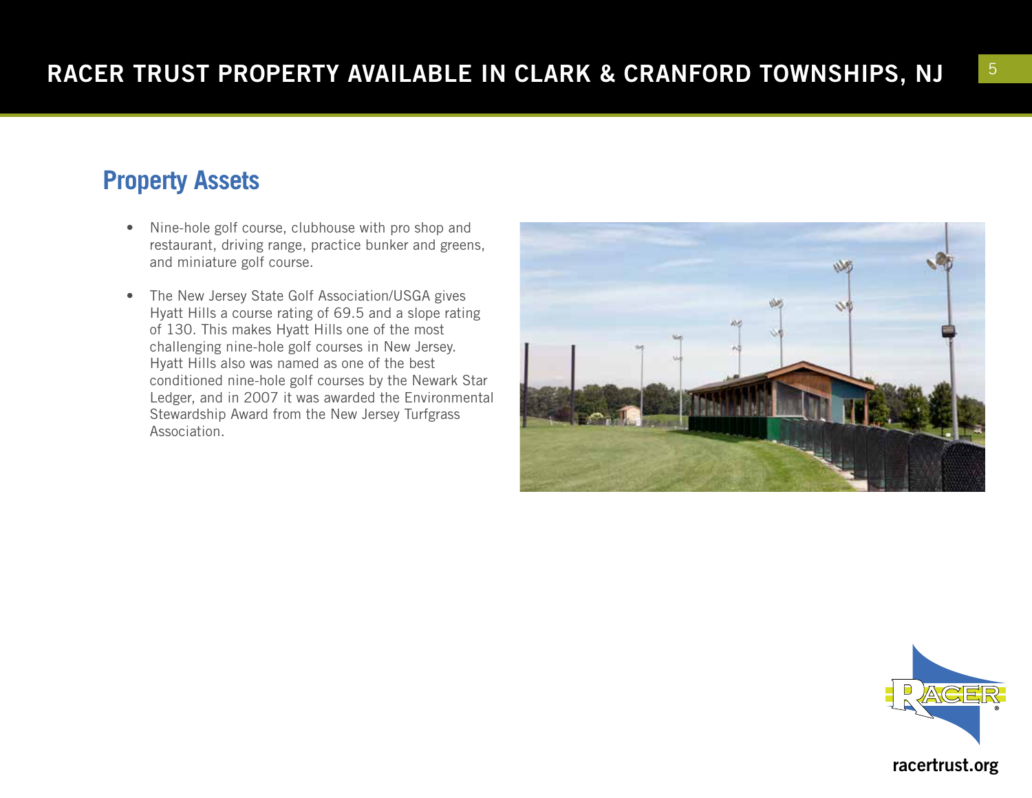## Property Assets

- Nine-hole golf course, clubhouse with pro shop and restaurant, driving range, practice bunker and greens, and miniature golf course.
- The New Jersey State Golf Association/USGA gives Hyatt Hills a course rating of 69.5 and a slope rating of 130. This makes Hyatt Hills one of the most challenging nine-hole golf courses in New Jersey. Hyatt Hills also was named as one of the best conditioned nine-hole golf courses by the Newark Star Ledger, and in 2007 it was awarded the Environmental Stewardship Award from the New Jersey Turfgrass Association.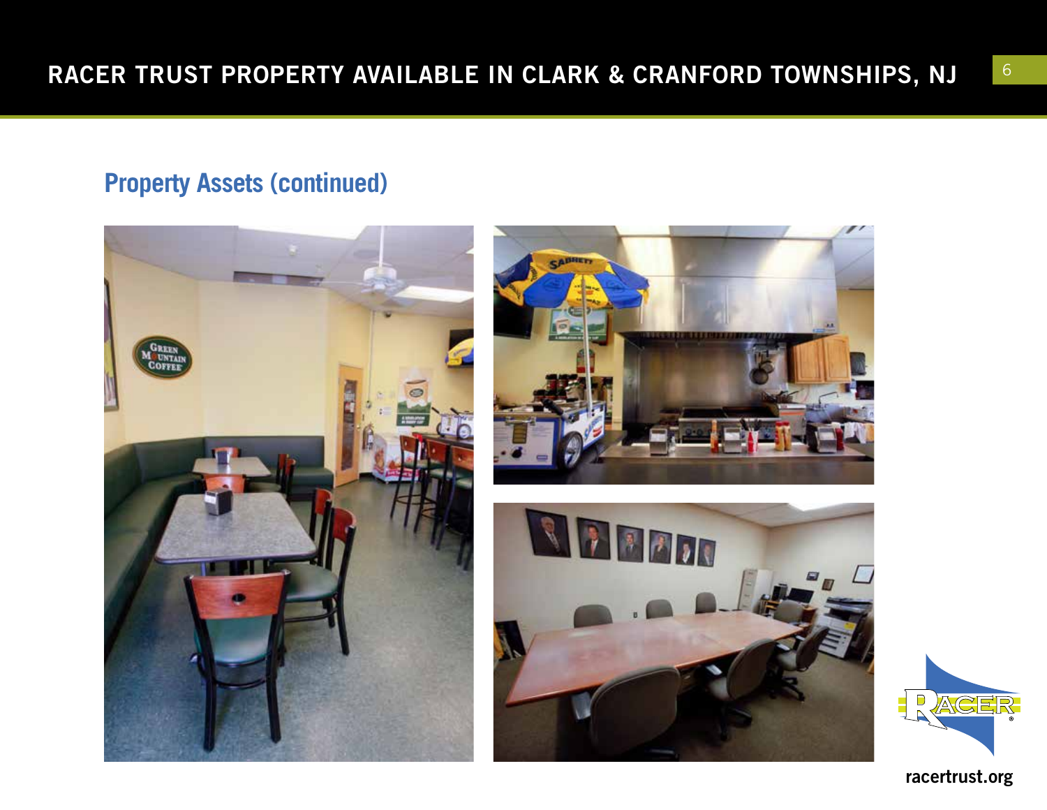## Property Assets (continued)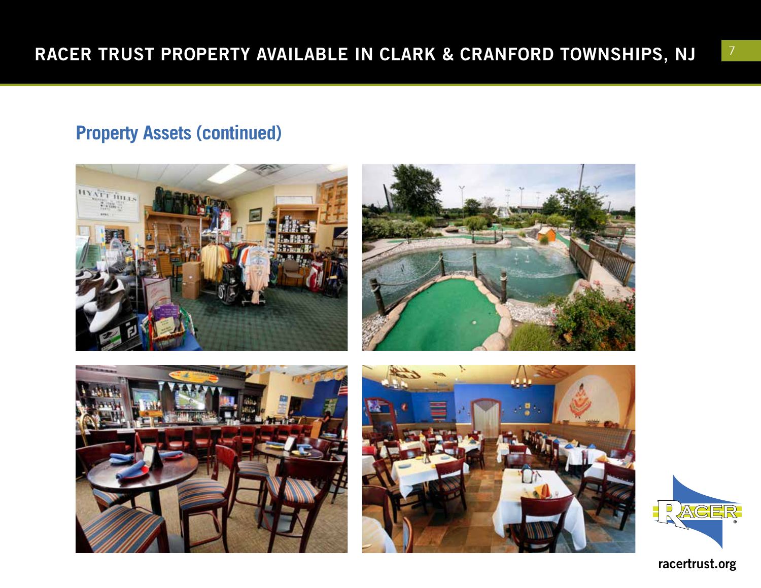## Property Assets (continued)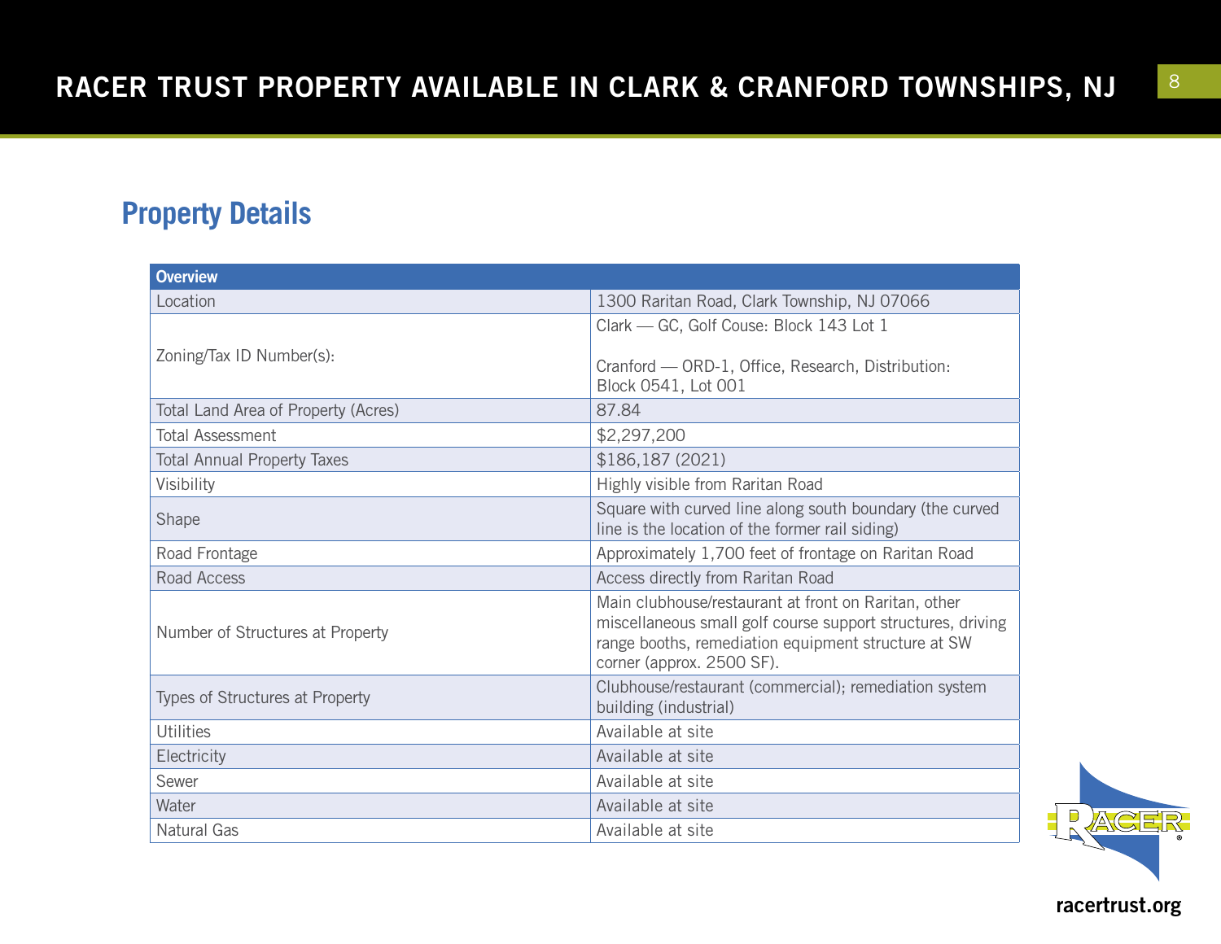## Property Details

| Overview | |
|---|---|
| Location | 1300 Raritan Road, Clark Township, NJ 07066 |
| Zoning/Tax ID Number(s): | Clark — GC, Golf Couse: Block 143 Lot 1<br><br>Cranford — ORD-1, Office, Research, Distribution: Block 0541, Lot 001 |
| Total Land Area of Property (Acres) | 87.84 |
| Total Assessment | $2,297,200 |
| Total Annual Property Taxes | $186,187 (2021) |
| Visibility | Highly visible from Raritan Road |
| Shape | Square with curved line along south boundary (the curved line is the location of the former rail siding) |
| Road Frontage | Approximately 1,700 feet of frontage on Raritan Road |
| Road Access | Access directly from Raritan Road |
| Number of Structures at Property | Main clubhouse/restaurant at front on Raritan, other miscellaneous small golf course support structures, driving range booths, remediation equipment structure at SW corner (approx. 2500 SF). |
| Types of Structures at Property | Clubhouse/restaurant (commercial); remediation system building (industrial) |
| Utilities | Available at site |
| Electricity | Available at site |
| Sewer | Available at site |
| Water | Available at site |
| Natural Gas | Available at site |

racertrust.org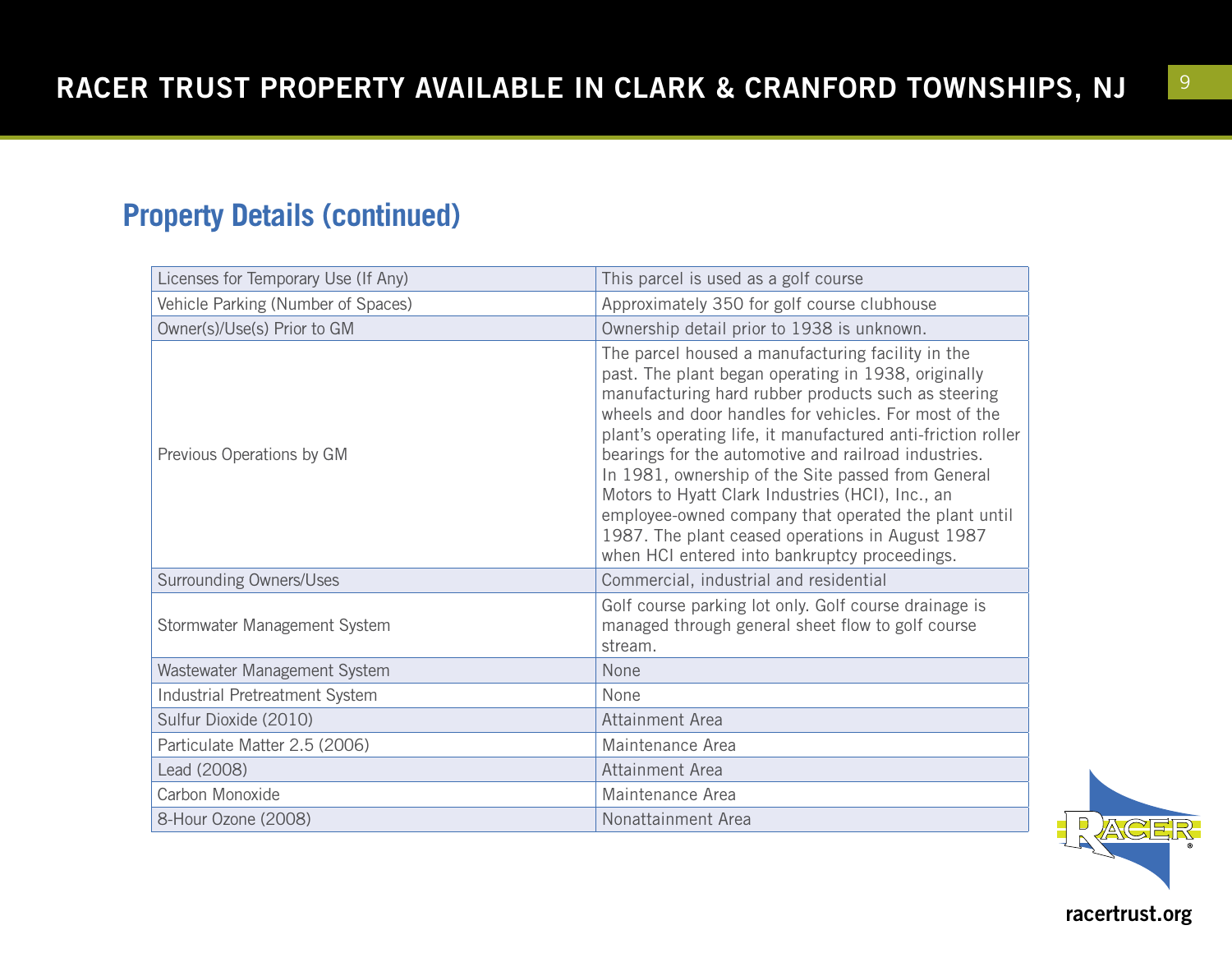## Property Details (continued)

| | |
|---|---|
| Licenses for Temporary Use (If Any) | This parcel is used as a golf course |
| Vehicle Parking (Number of Spaces) | Approximately 350 for golf course clubhouse |
| Owner(s)/Use(s) Prior to GM | Ownership detail prior to 1938 is unknown. |
| Previous Operations by GM | The parcel housed a manufacturing facility in the past. The plant began operating in 1938, originally manufacturing hard rubber products such as steering wheels and door handles for vehicles. For most of the plant's operating life, it manufactured anti-friction roller bearings for the automotive and railroad industries. In 1981, ownership of the Site passed from General Motors to Hyatt Clark Industries (HCI), Inc., an employee-owned company that operated the plant until 1987. The plant ceased operations in August 1987 when HCI entered into bankruptcy proceedings. |
| Surrounding Owners/Uses | Commercial, industrial and residential |
| Stormwater Management System | Golf course parking lot only. Golf course drainage is managed through general sheet flow to golf course stream. |
| Wastewater Management System | None |
| Industrial Pretreatment System | None |
| Sulfur Dioxide (2010) | Attainment Area |
| Particulate Matter 2.5 (2006) | Maintenance Area |
| Lead (2008) | Attainment Area |
| Carbon Monoxide | Maintenance Area |
| 8-Hour Ozone (2008) | Nonattainment Area |

racertrust.org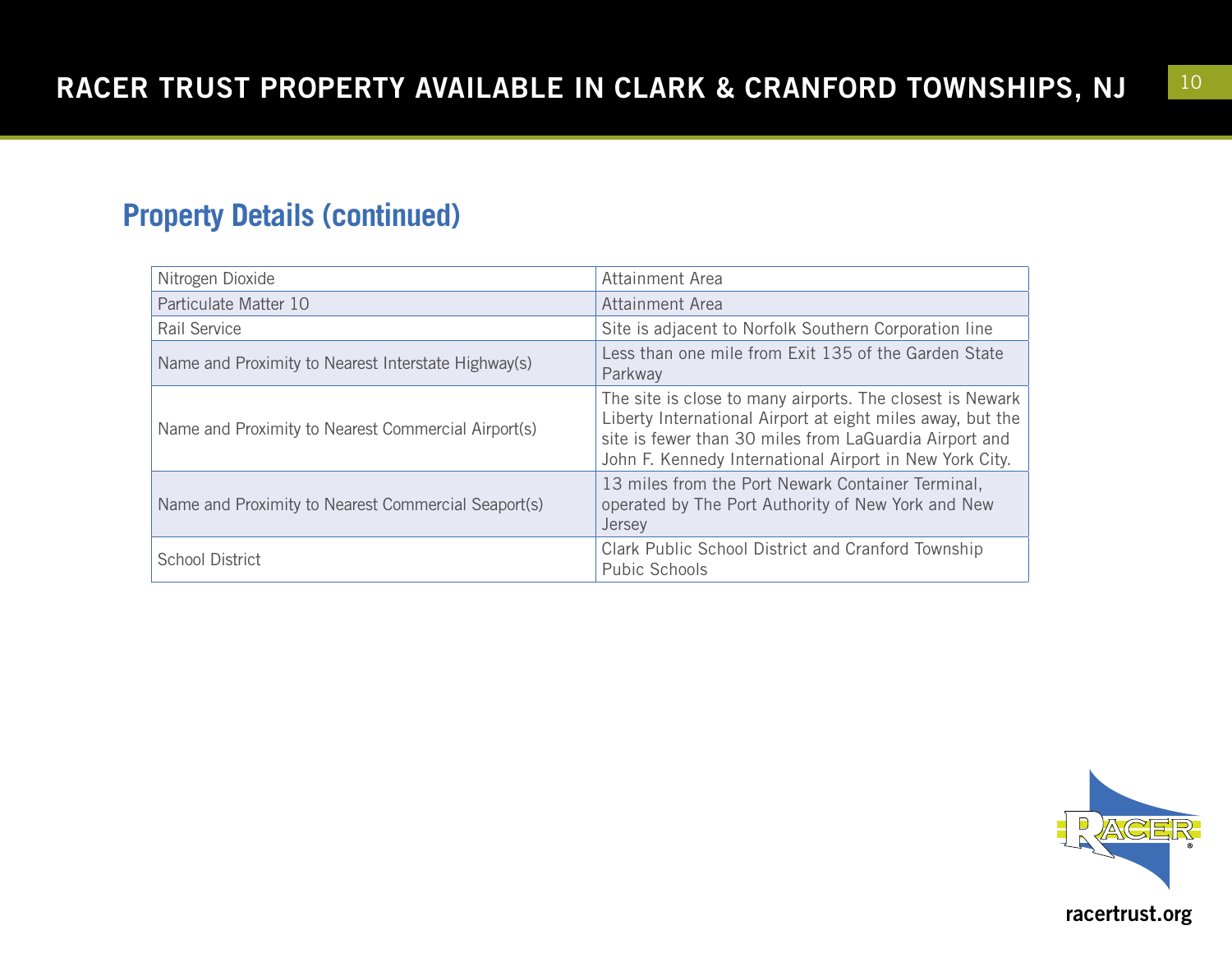## Property Details (continued)

| | |
|---|---|
| Nitrogen Dioxide | Attainment Area |
| Particulate Matter 10 | Attainment Area |
| Rail Service | Site is adjacent to Norfolk Southern Corporation line |
| Name and Proximity to Nearest Interstate Highway(s) | Less than one mile from Exit 135 of the Garden State Parkway |
| Name and Proximity to Nearest Commercial Airport(s) | The site is close to many airports. The closest is Newark Liberty International Airport at eight miles away, but the site is fewer than 30 miles from LaGuardia Airport and John F. Kennedy International Airport in New York City. |
| Name and Proximity to Nearest Commercial Seaport(s) | 13 miles from the Port Newark Container Terminal, operated by The Port Authority of New York and New Jersey |
| School District | Clark Public School District and Cranford Township Pubic Schools |

racertrust.org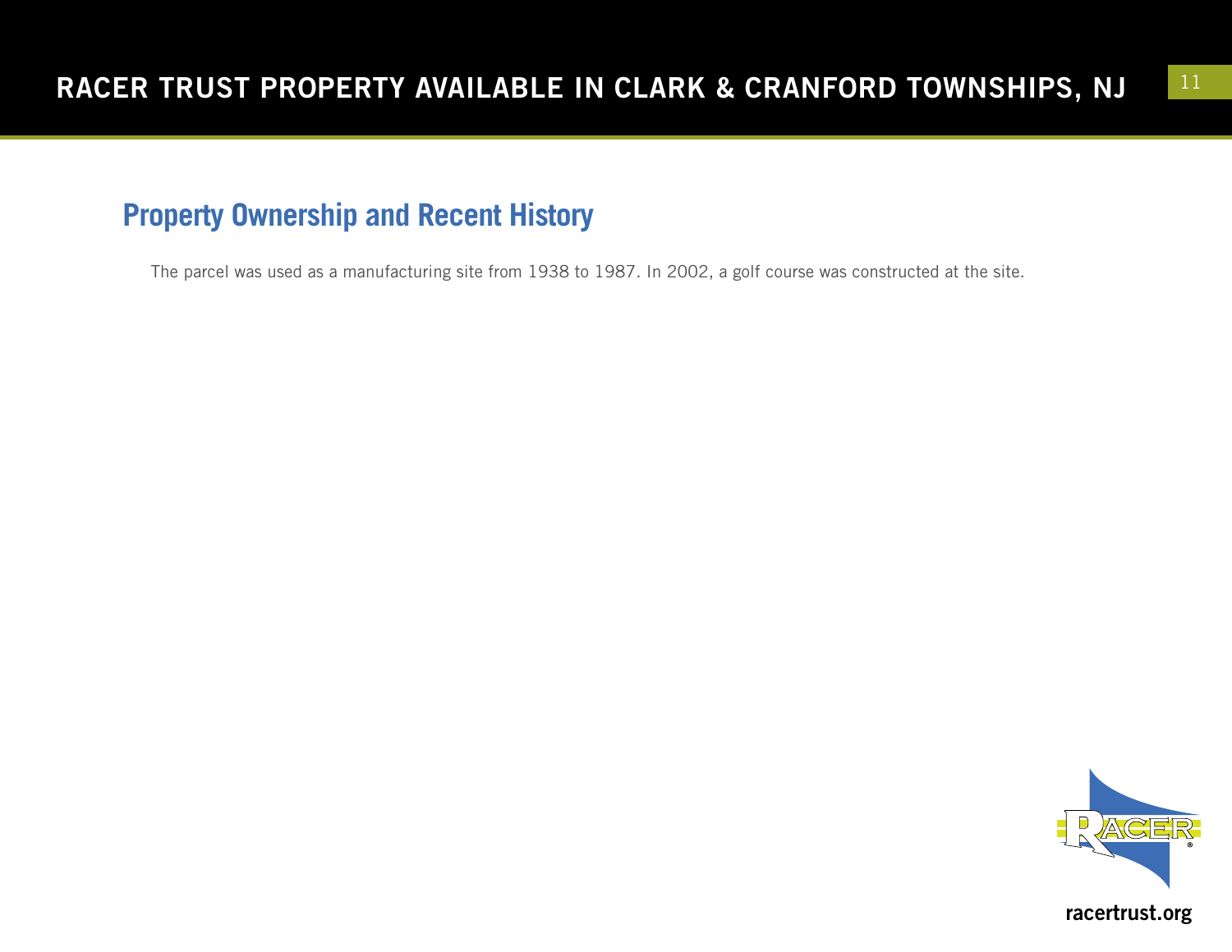## Property Ownership and Recent History

The parcel was used as a manufacturing site from 1938 to 1987. In 2002, a golf course was constructed at the site.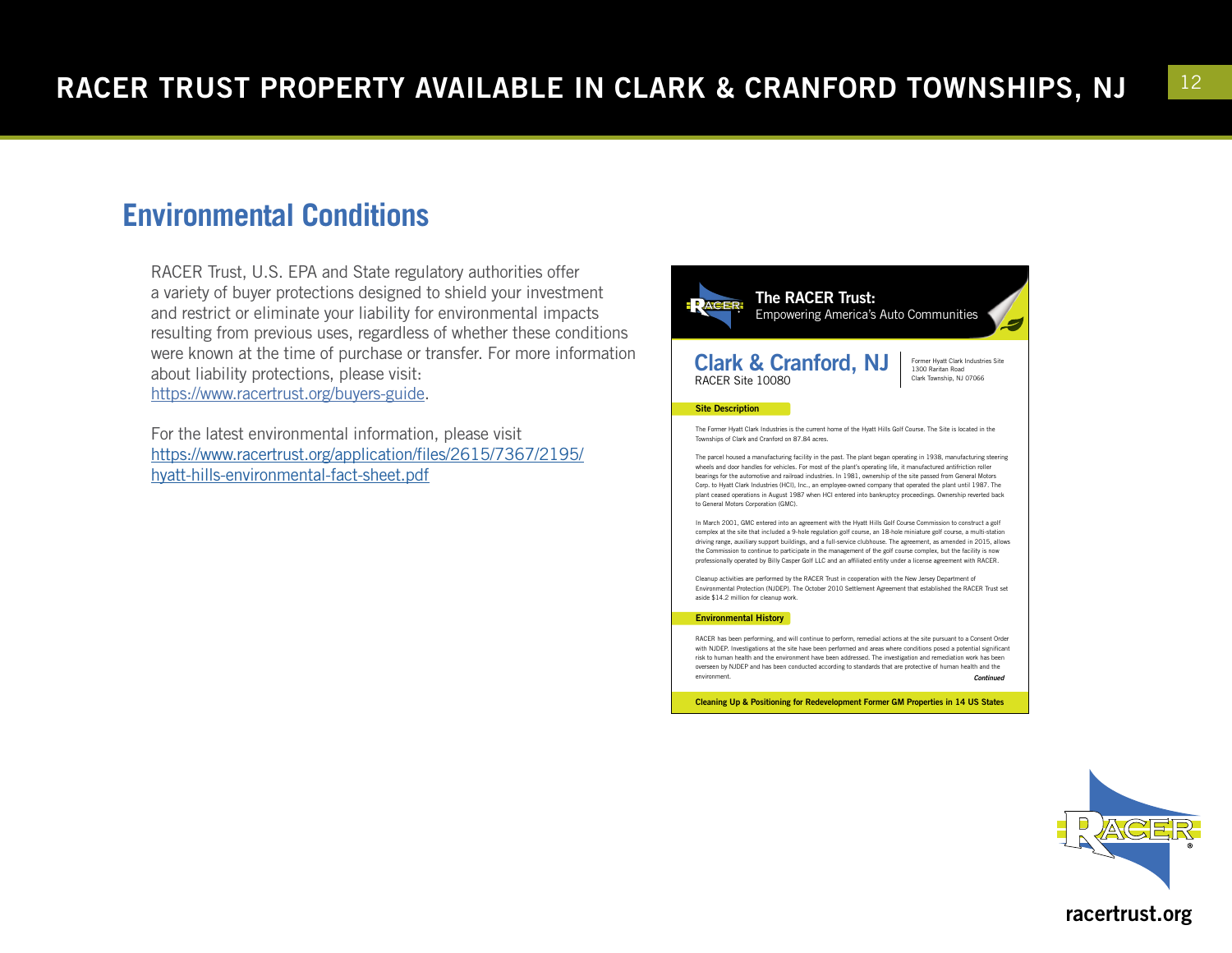## Environmental Conditions

RACER Trust, U.S. EPA and State regulatory authorities offer a variety of buyer protections designed to shield your investment and restrict or eliminate your liability for environmental impacts resulting from previous uses, regardless of whether these conditions were known at the time of purchase or transfer. For more information about liability protections, please visit: https://www.racertrust.org/buyers-guide.

For the latest environmental information, please visit https://www.racertrust.org/application/files/2615/7367/2195/hyatt-hills-environmental-fact-sheet.pdf

**The RACER Trust:**
Empowering America's Auto Communities

# Clark & Cranford, NJ

RACER Site 10080

Former Hyatt Clark Industries Site
1300 Raritan Road
Clark Township, NJ 07066

**Site Description**

The Former Hyatt Clark Industries is the current home of the Hyatt Hills Golf Course. The Site is located in the Townships of Clark and Cranford on 87.84 acres.

The parcel housed a manufacturing facility in the past. The plant began operating in 1938, manufacturing steering wheels and door handles for vehicles. For most of the plant's operating life, it manufactured antifriction roller bearings for the automotive and railroad industries. In 1981, ownership of the site passed from General Motors Corp. to Hyatt Clark Industries (HCI), Inc., an employee-owned company that operated the plant until 1987. The plant ceased operations in August 1987 when HCI entered into bankruptcy proceedings. Ownership reverted back to General Motors Corporation (GMC).

In March 2001, GMC entered into an agreement with the Hyatt Hills Golf Course Commission to construct a golf complex at the site that included a 9-hole regulation golf course, an 18-hole miniature golf course, a multi-station driving range, auxiliary support buildings, and a full-service clubhouse. The agreement, as amended in 2015, allows the Commission to continue to participate in the management of the golf course complex, but the facility is now professionally operated by Billy Casper Golf LLC and an affiliated entity under a license agreement with RACER.

Cleanup activities are performed by the RACER Trust in cooperation with the New Jersey Department of Environmental Protection (NJDEP). The October 2010 Settlement Agreement that established the RACER Trust set aside $14.2 million for cleanup work.

**Environmental History**

RACER has been performing, and will continue to perform, remedial actions at the site pursuant to a Consent Order with NJDEP. Investigations at the site have been performed and areas where conditions posed a potential significant risk to human health and the environment have been addressed. The investigation and remediation work has been overseen by NJDEP and has been conducted according to standards that are protective of human health and the environment.

***Continued***

**Cleaning Up & Positioning for Redevelopment Former GM Properties in 14 US States**

racertrust.org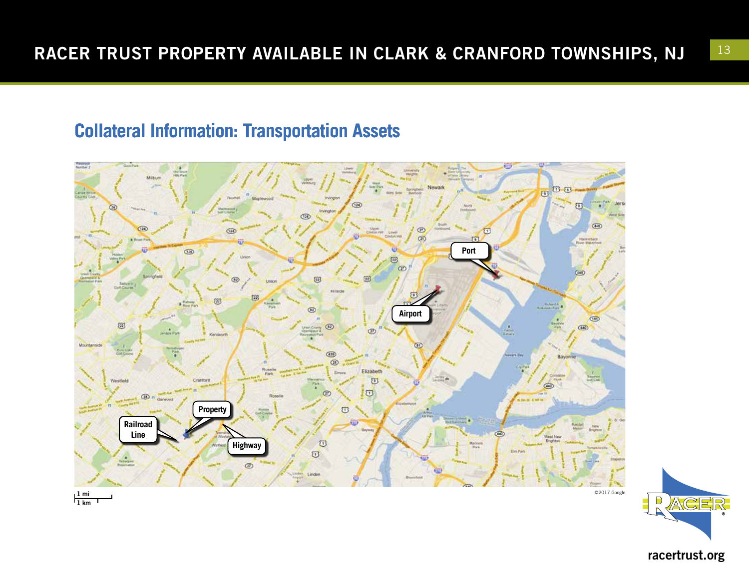# RACER TRUST PROPERTY AVAILABLE IN CLARK & CRANFORD TOWNSHIPS, NJ

## Collateral Information: Transportation Assets

Port

Airport

Property

Railroad Line

Highway

1 mi
1 km

©2017 Google

racertrust.org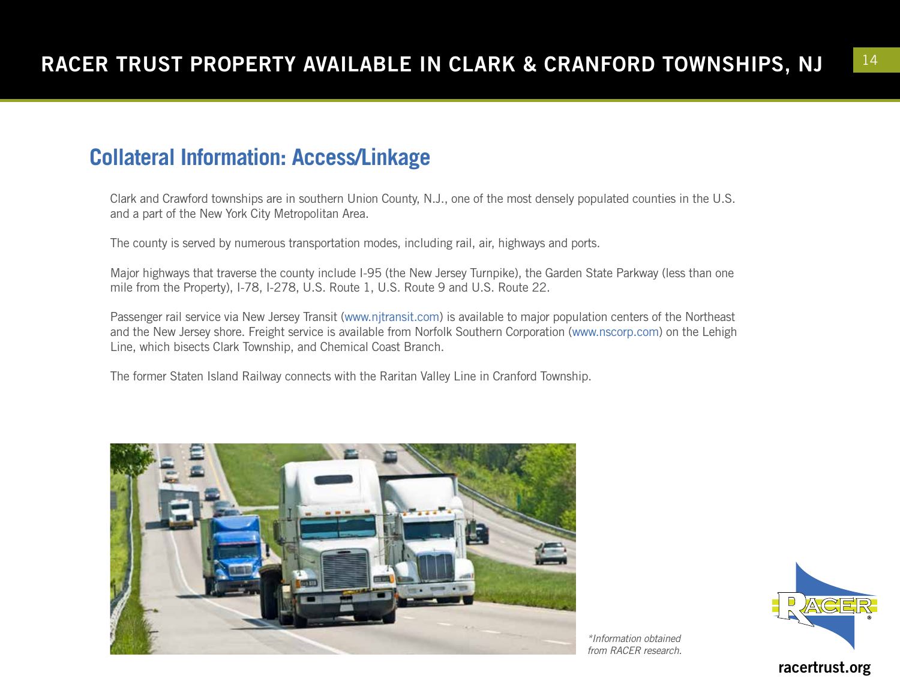## Collateral Information: Access/Linkage

Clark and Crawford townships are in southern Union County, N.J., one of the most densely populated counties in the U.S. and a part of the New York City Metropolitan Area.

The county is served by numerous transportation modes, including rail, air, highways and ports.

Major highways that traverse the county include I-95 (the New Jersey Turnpike), the Garden State Parkway (less than one mile from the Property), I-78, I-278, U.S. Route 1, U.S. Route 9 and U.S. Route 22.

Passenger rail service via New Jersey Transit (www.njtransit.com) is available to major population centers of the Northeast and the New Jersey shore. Freight service is available from Norfolk Southern Corporation (www.nscorp.com) on the Lehigh Line, which bisects Clark Township, and Chemical Coast Branch.

The former Staten Island Railway connects with the Raritan Valley Line in Cranford Township.

*\*Information obtained from RACER research.*

racertrust.org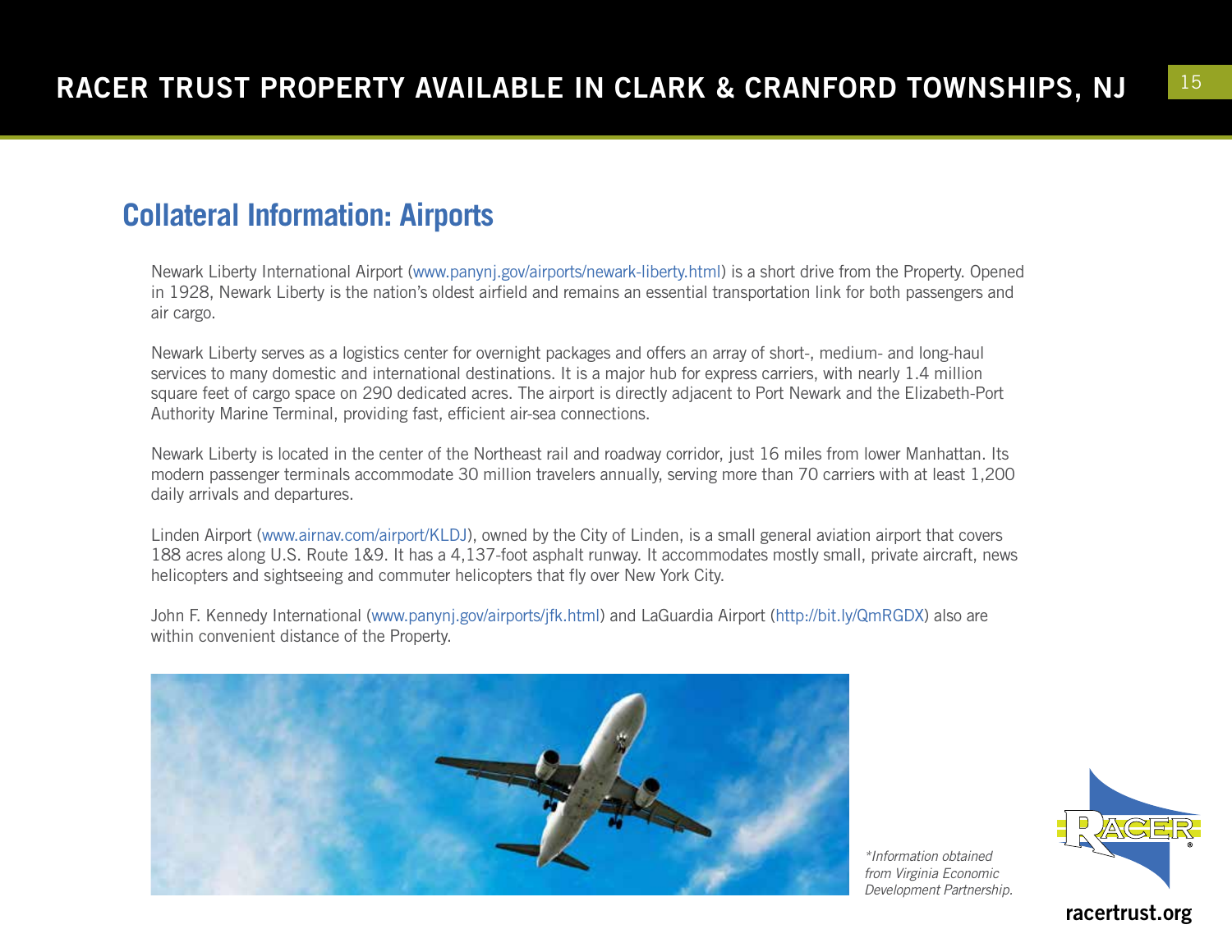## Collateral Information: Airports

Newark Liberty International Airport (www.panynj.gov/airports/newark-liberty.html) is a short drive from the Property. Opened in 1928, Newark Liberty is the nation's oldest airfield and remains an essential transportation link for both passengers and air cargo.

Newark Liberty serves as a logistics center for overnight packages and offers an array of short-, medium- and long-haul services to many domestic and international destinations. It is a major hub for express carriers, with nearly 1.4 million square feet of cargo space on 290 dedicated acres. The airport is directly adjacent to Port Newark and the Elizabeth-Port Authority Marine Terminal, providing fast, efficient air-sea connections.

Newark Liberty is located in the center of the Northeast rail and roadway corridor, just 16 miles from lower Manhattan. Its modern passenger terminals accommodate 30 million travelers annually, serving more than 70 carriers with at least 1,200 daily arrivals and departures.

Linden Airport (www.airnav.com/airport/KLDJ), owned by the City of Linden, is a small general aviation airport that covers 188 acres along U.S. Route 1&9. It has a 4,137-foot asphalt runway. It accommodates mostly small, private aircraft, news helicopters and sightseeing and commuter helicopters that fly over New York City.

John F. Kennedy International (www.panynj.gov/airports/jfk.html) and LaGuardia Airport (http://bit.ly/QmRGDX) also are within convenient distance of the Property.

*\*Information obtained from Virginia Economic Development Partnership.*

racertrust.org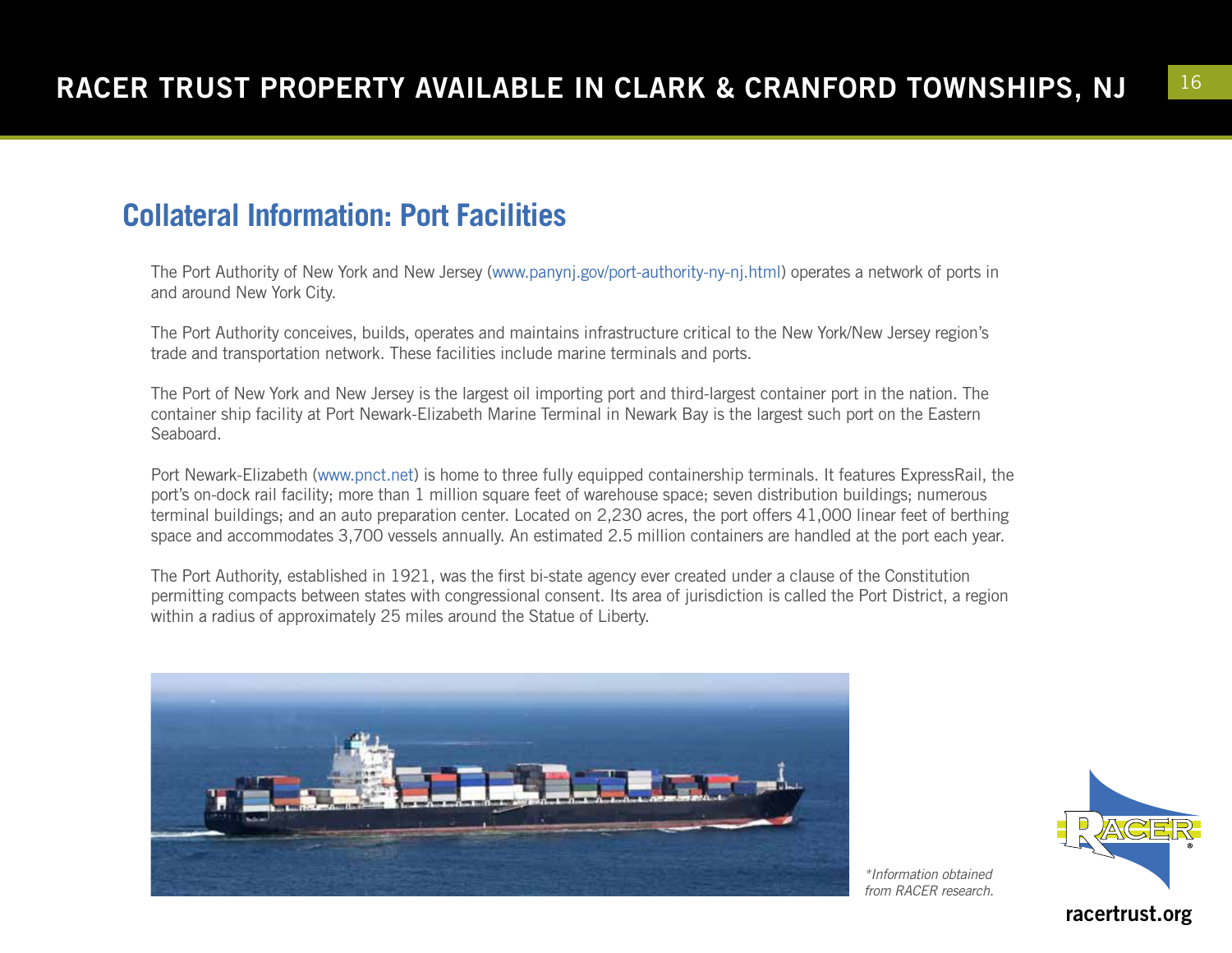## Collateral Information: Port Facilities

The Port Authority of New York and New Jersey (www.panynj.gov/port-authority-ny-nj.html) operates a network of ports in and around New York City.

The Port Authority conceives, builds, operates and maintains infrastructure critical to the New York/New Jersey region's trade and transportation network. These facilities include marine terminals and ports.

The Port of New York and New Jersey is the largest oil importing port and third-largest container port in the nation. The container ship facility at Port Newark-Elizabeth Marine Terminal in Newark Bay is the largest such port on the Eastern Seaboard.

Port Newark-Elizabeth (www.pnct.net) is home to three fully equipped containership terminals. It features ExpressRail, the port's on-dock rail facility; more than 1 million square feet of warehouse space; seven distribution buildings; numerous terminal buildings; and an auto preparation center. Located on 2,230 acres, the port offers 41,000 linear feet of berthing space and accommodates 3,700 vessels annually. An estimated 2.5 million containers are handled at the port each year.

The Port Authority, established in 1921, was the first bi-state agency ever created under a clause of the Constitution permitting compacts between states with congressional consent. Its area of jurisdiction is called the Port District, a region within a radius of approximately 25 miles around the Statue of Liberty.

*\*Information obtained from RACER research.*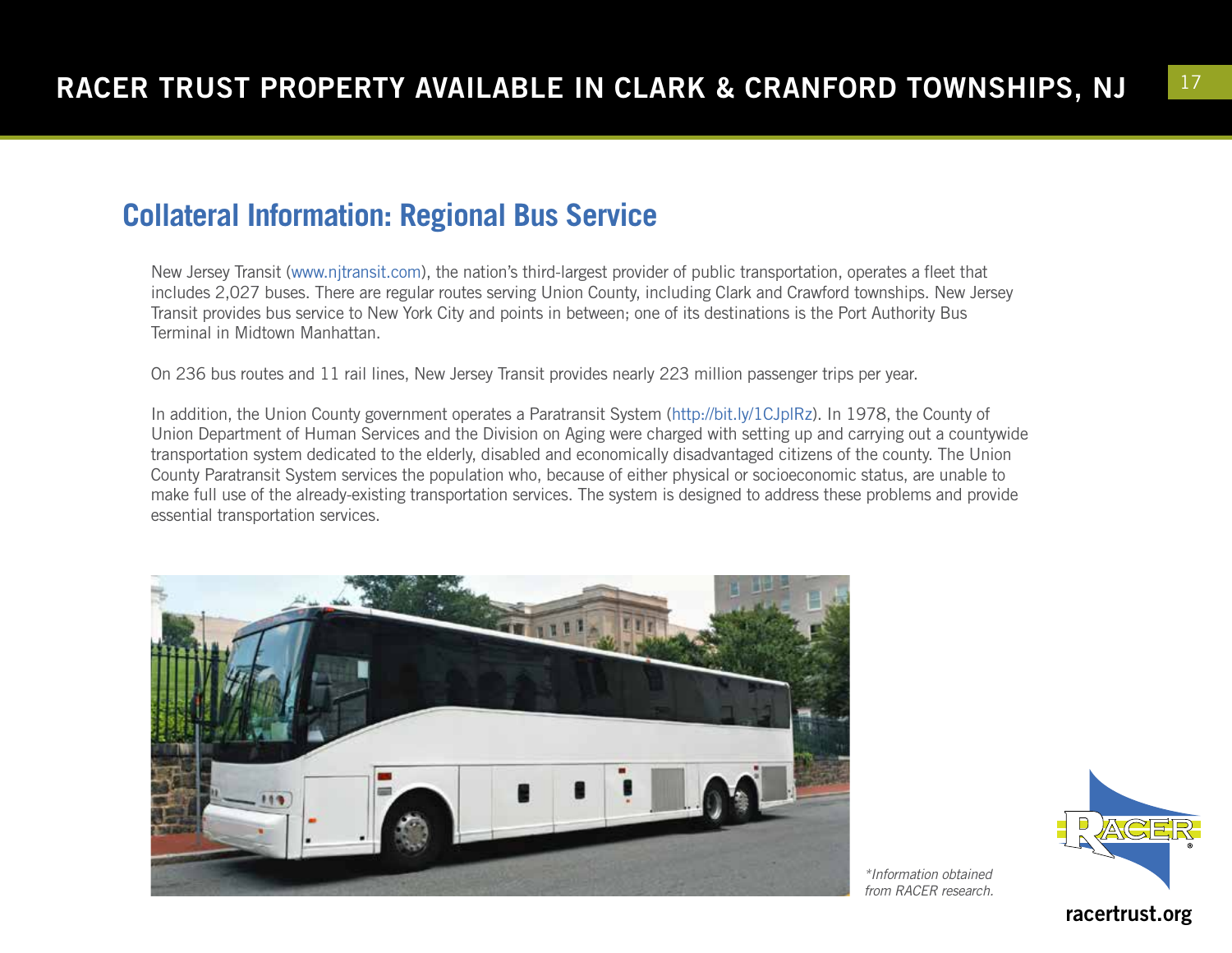## Collateral Information: Regional Bus Service

New Jersey Transit (www.njtransit.com), the nation's third-largest provider of public transportation, operates a fleet that includes 2,027 buses. There are regular routes serving Union County, including Clark and Crawford townships. New Jersey Transit provides bus service to New York City and points in between; one of its destinations is the Port Authority Bus Terminal in Midtown Manhattan.

On 236 bus routes and 11 rail lines, New Jersey Transit provides nearly 223 million passenger trips per year.

In addition, the Union County government operates a Paratransit System (http://bit.ly/1CJplRz). In 1978, the County of Union Department of Human Services and the Division on Aging were charged with setting up and carrying out a countywide transportation system dedicated to the elderly, disabled and economically disadvantaged citizens of the county. The Union County Paratransit System services the population who, because of either physical or socioeconomic status, are unable to make full use of the already-existing transportation services. The system is designed to address these problems and provide essential transportation services.

*\*Information obtained from RACER research.*

racertrust.org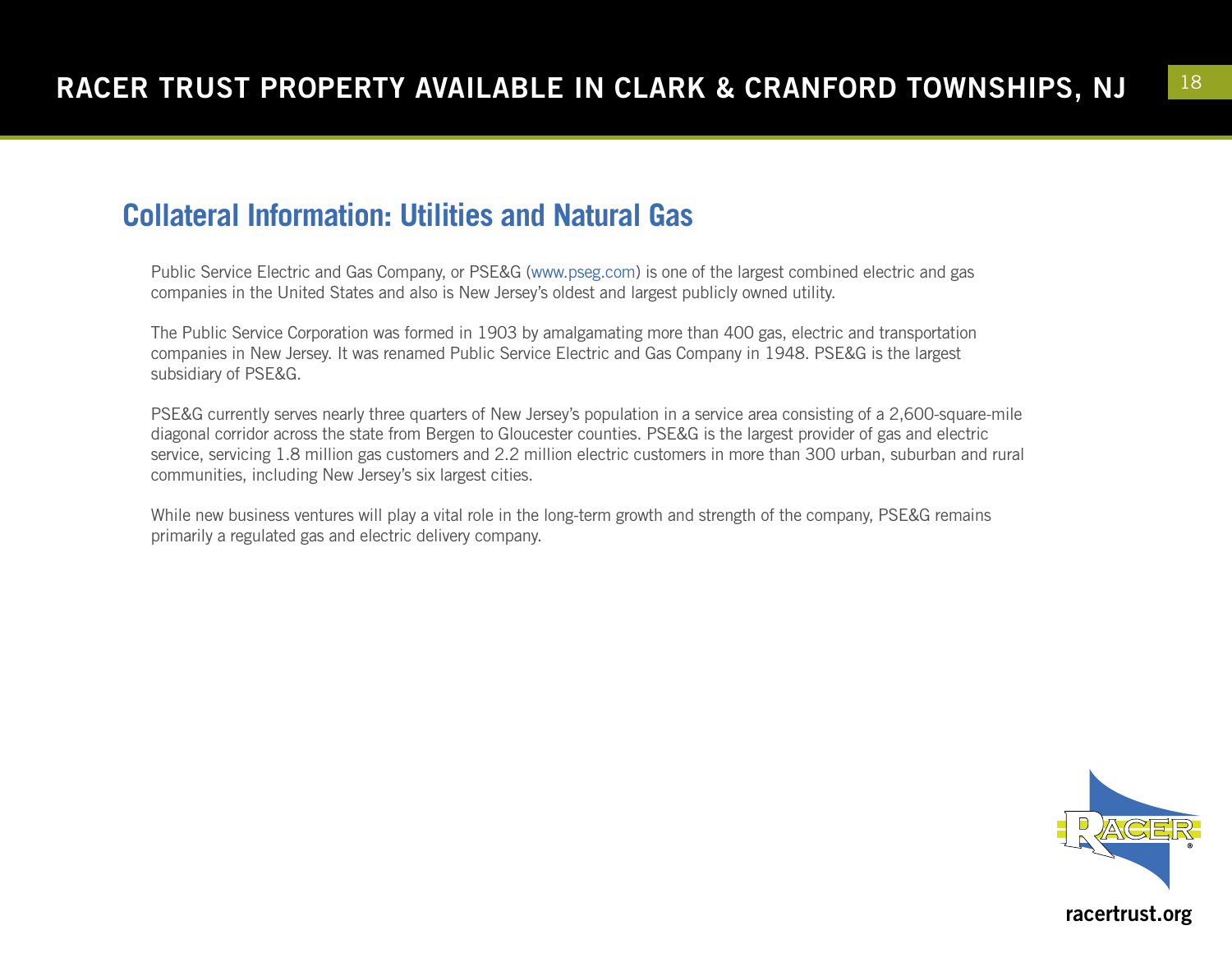## Collateral Information: Utilities and Natural Gas

Public Service Electric and Gas Company, or PSE&G (www.pseg.com) is one of the largest combined electric and gas companies in the United States and also is New Jersey's oldest and largest publicly owned utility.

The Public Service Corporation was formed in 1903 by amalgamating more than 400 gas, electric and transportation companies in New Jersey. It was renamed Public Service Electric and Gas Company in 1948. PSE&G is the largest subsidiary of PSE&G.

PSE&G currently serves nearly three quarters of New Jersey's population in a service area consisting of a 2,600-square-mile diagonal corridor across the state from Bergen to Gloucester counties. PSE&G is the largest provider of gas and electric service, servicing 1.8 million gas customers and 2.2 million electric customers in more than 300 urban, suburban and rural communities, including New Jersey's six largest cities.

While new business ventures will play a vital role in the long-term growth and strength of the company, PSE&G remains primarily a regulated gas and electric delivery company.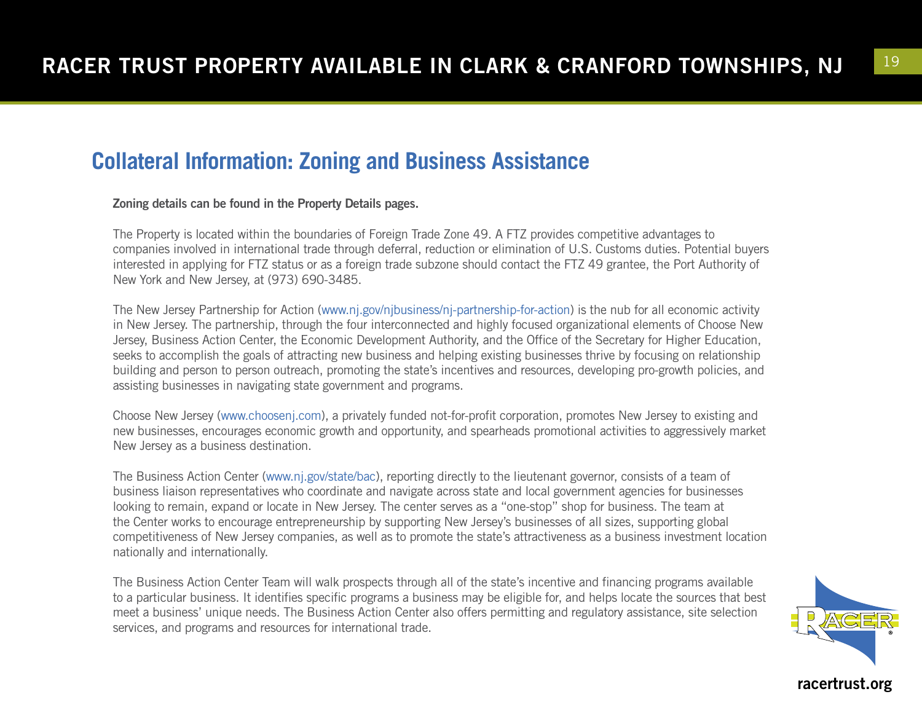## Collateral Information: Zoning and Business Assistance

**Zoning details can be found in the Property Details pages.**

The Property is located within the boundaries of Foreign Trade Zone 49. A FTZ provides competitive advantages to companies involved in international trade through deferral, reduction or elimination of U.S. Customs duties. Potential buyers interested in applying for FTZ status or as a foreign trade subzone should contact the FTZ 49 grantee, the Port Authority of New York and New Jersey, at (973) 690-3485.

The New Jersey Partnership for Action (www.nj.gov/njbusiness/nj-partnership-for-action) is the nub for all economic activity in New Jersey. The partnership, through the four interconnected and highly focused organizational elements of Choose New Jersey, Business Action Center, the Economic Development Authority, and the Office of the Secretary for Higher Education, seeks to accomplish the goals of attracting new business and helping existing businesses thrive by focusing on relationship building and person to person outreach, promoting the state's incentives and resources, developing pro-growth policies, and assisting businesses in navigating state government and programs.

Choose New Jersey (www.choosenj.com), a privately funded not-for-profit corporation, promotes New Jersey to existing and new businesses, encourages economic growth and opportunity, and spearheads promotional activities to aggressively market New Jersey as a business destination.

The Business Action Center (www.nj.gov/state/bac), reporting directly to the lieutenant governor, consists of a team of business liaison representatives who coordinate and navigate across state and local government agencies for businesses looking to remain, expand or locate in New Jersey. The center serves as a "one-stop" shop for business. The team at the Center works to encourage entrepreneurship by supporting New Jersey's businesses of all sizes, supporting global competitiveness of New Jersey companies, as well as to promote the state's attractiveness as a business investment location nationally and internationally.

The Business Action Center Team will walk prospects through all of the state's incentive and financing programs available to a particular business. It identifies specific programs a business may be eligible for, and helps locate the sources that best meet a business' unique needs. The Business Action Center also offers permitting and regulatory assistance, site selection services, and programs and resources for international trade.

racertrust.org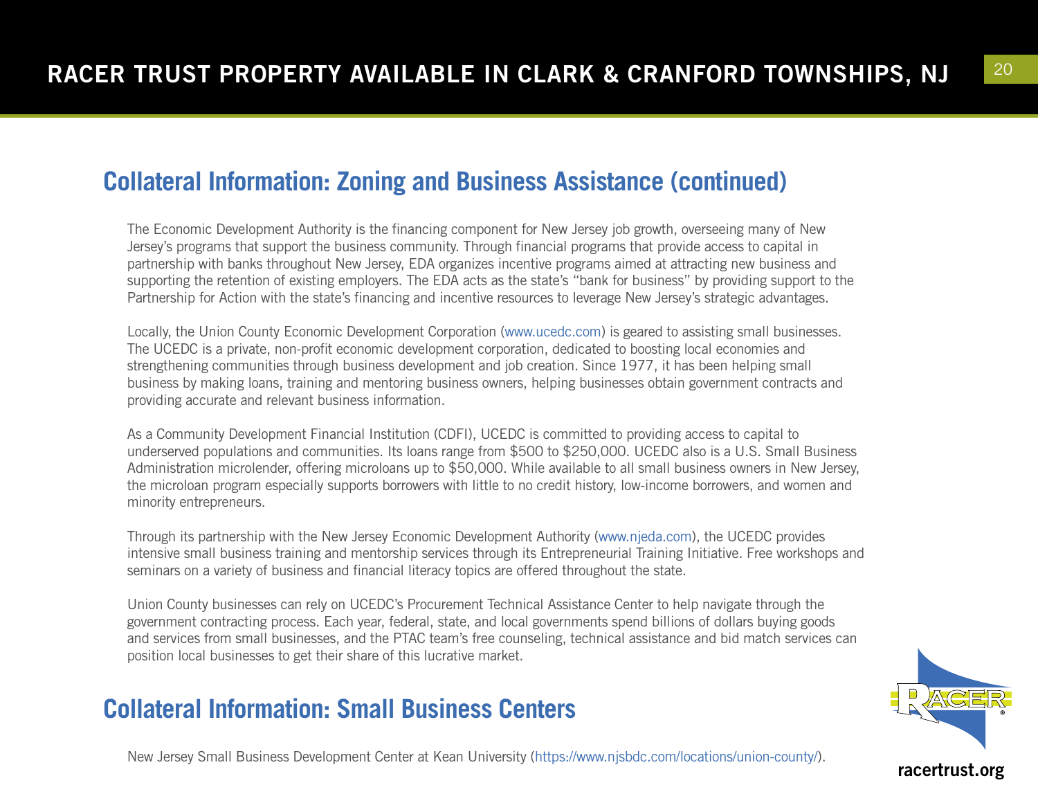## Collateral Information: Zoning and Business Assistance (continued)

The Economic Development Authority is the financing component for New Jersey job growth, overseeing many of New Jersey's programs that support the business community. Through financial programs that provide access to capital in partnership with banks throughout New Jersey, EDA organizes incentive programs aimed at attracting new business and supporting the retention of existing employers. The EDA acts as the state's "bank for business" by providing support to the Partnership for Action with the state's financing and incentive resources to leverage New Jersey's strategic advantages.

Locally, the Union County Economic Development Corporation (www.ucedc.com) is geared to assisting small businesses. The UCEDC is a private, non-profit economic development corporation, dedicated to boosting local economies and strengthening communities through business development and job creation. Since 1977, it has been helping small business by making loans, training and mentoring business owners, helping businesses obtain government contracts and providing accurate and relevant business information.

As a Community Development Financial Institution (CDFI), UCEDC is committed to providing access to capital to underserved populations and communities. Its loans range from $500 to $250,000. UCEDC also is a U.S. Small Business Administration microlender, offering microloans up to $50,000. While available to all small business owners in New Jersey, the microloan program especially supports borrowers with little to no credit history, low-income borrowers, and women and minority entrepreneurs.

Through its partnership with the New Jersey Economic Development Authority (www.njeda.com), the UCEDC provides intensive small business training and mentorship services through its Entrepreneurial Training Initiative. Free workshops and seminars on a variety of business and financial literacy topics are offered throughout the state.

Union County businesses can rely on UCEDC's Procurement Technical Assistance Center to help navigate through the government contracting process. Each year, federal, state, and local governments spend billions of dollars buying goods and services from small businesses, and the PTAC team's free counseling, technical assistance and bid match services can position local businesses to get their share of this lucrative market.

## Collateral Information: Small Business Centers

New Jersey Small Business Development Center at Kean University (https://www.njsbdc.com/locations/union-county/).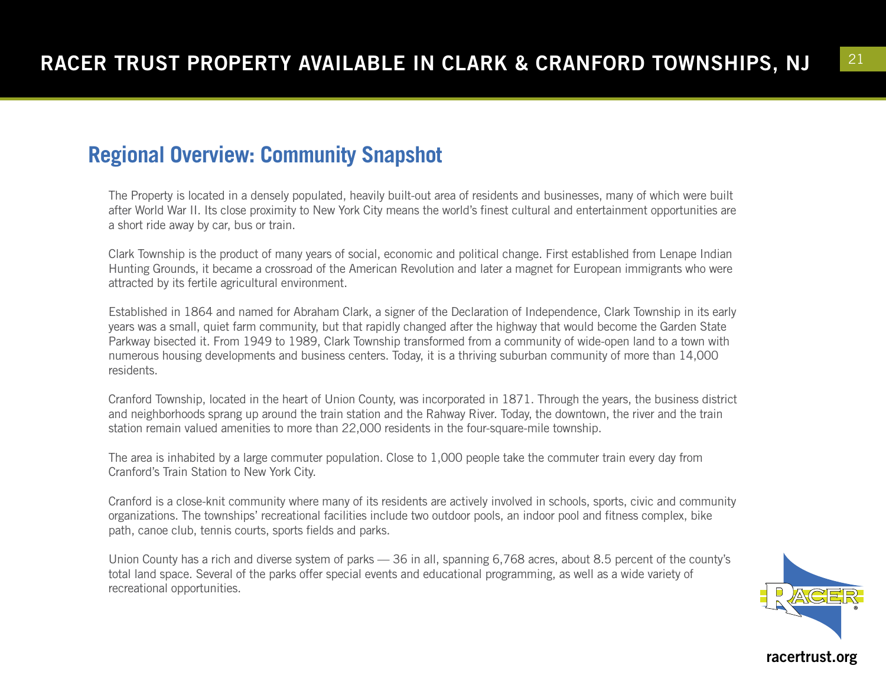## Regional Overview: Community Snapshot

The Property is located in a densely populated, heavily built-out area of residents and businesses, many of which were built after World War II. Its close proximity to New York City means the world's finest cultural and entertainment opportunities are a short ride away by car, bus or train.

Clark Township is the product of many years of social, economic and political change. First established from Lenape Indian Hunting Grounds, it became a crossroad of the American Revolution and later a magnet for European immigrants who were attracted by its fertile agricultural environment.

Established in 1864 and named for Abraham Clark, a signer of the Declaration of Independence, Clark Township in its early years was a small, quiet farm community, but that rapidly changed after the highway that would become the Garden State Parkway bisected it. From 1949 to 1989, Clark Township transformed from a community of wide-open land to a town with numerous housing developments and business centers. Today, it is a thriving suburban community of more than 14,000 residents.

Cranford Township, located in the heart of Union County, was incorporated in 1871. Through the years, the business district and neighborhoods sprang up around the train station and the Rahway River. Today, the downtown, the river and the train station remain valued amenities to more than 22,000 residents in the four-square-mile township.

The area is inhabited by a large commuter population. Close to 1,000 people take the commuter train every day from Cranford's Train Station to New York City.

Cranford is a close-knit community where many of its residents are actively involved in schools, sports, civic and community organizations. The townships' recreational facilities include two outdoor pools, an indoor pool and fitness complex, bike path, canoe club, tennis courts, sports fields and parks.

Union County has a rich and diverse system of parks — 36 in all, spanning 6,768 acres, about 8.5 percent of the county's total land space. Several of the parks offer special events and educational programming, as well as a wide variety of recreational opportunities.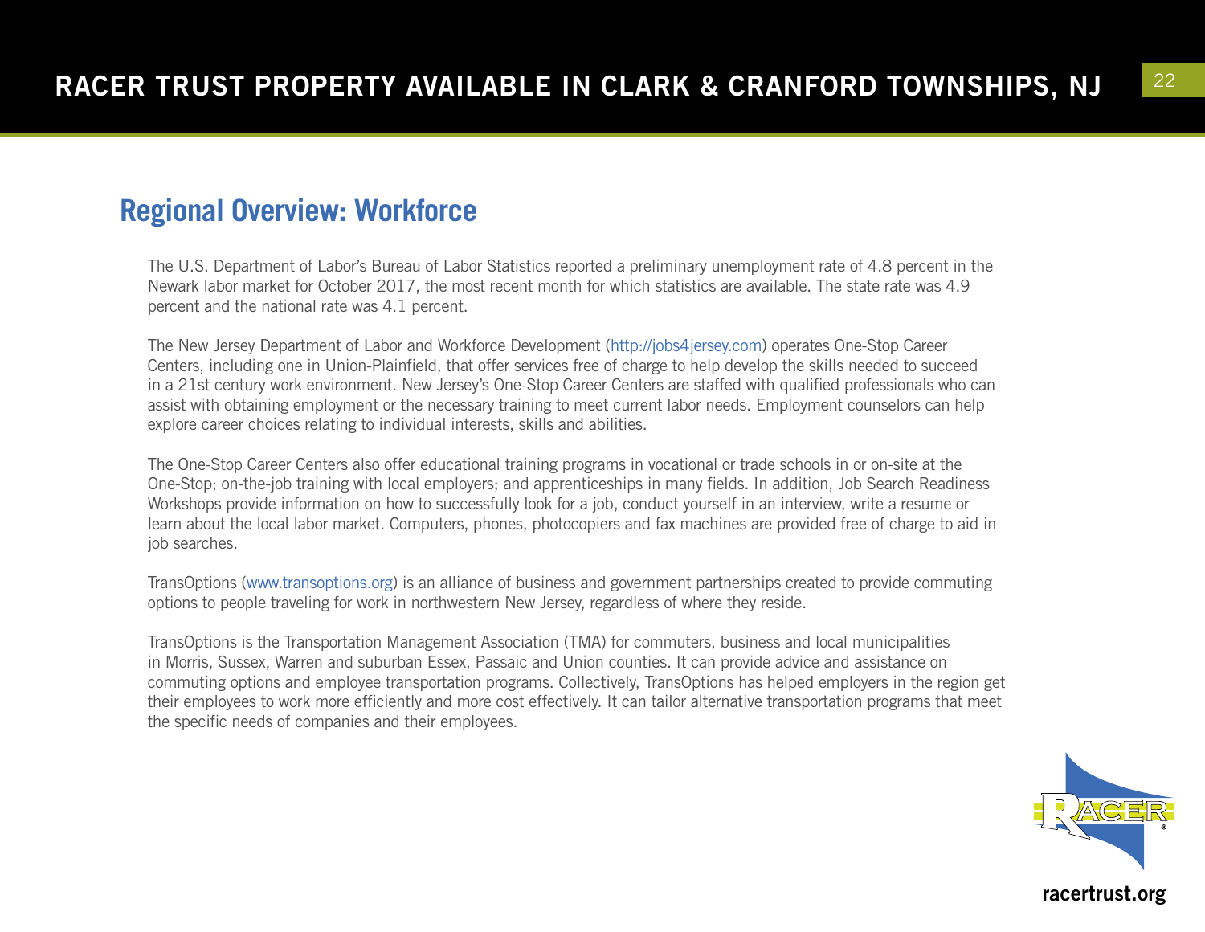## Regional Overview: Workforce

The U.S. Department of Labor's Bureau of Labor Statistics reported a preliminary unemployment rate of 4.8 percent in the Newark labor market for October 2017, the most recent month for which statistics are available. The state rate was 4.9 percent and the national rate was 4.1 percent.

The New Jersey Department of Labor and Workforce Development (http://jobs4jersey.com) operates One-Stop Career Centers, including one in Union-Plainfield, that offer services free of charge to help develop the skills needed to succeed in a 21st century work environment. New Jersey's One-Stop Career Centers are staffed with qualified professionals who can assist with obtaining employment or the necessary training to meet current labor needs. Employment counselors can help explore career choices relating to individual interests, skills and abilities.

The One-Stop Career Centers also offer educational training programs in vocational or trade schools in or on-site at the One-Stop; on-the-job training with local employers; and apprenticeships in many fields. In addition, Job Search Readiness Workshops provide information on how to successfully look for a job, conduct yourself in an interview, write a resume or learn about the local labor market. Computers, phones, photocopiers and fax machines are provided free of charge to aid in job searches.

TransOptions (www.transoptions.org) is an alliance of business and government partnerships created to provide commuting options to people traveling for work in northwestern New Jersey, regardless of where they reside.

TransOptions is the Transportation Management Association (TMA) for commuters, business and local municipalities in Morris, Sussex, Warren and suburban Essex, Passaic and Union counties. It can provide advice and assistance on commuting options and employee transportation programs. Collectively, TransOptions has helped employers in the region get their employees to work more efficiently and more cost effectively. It can tailor alternative transportation programs that meet the specific needs of companies and their employees.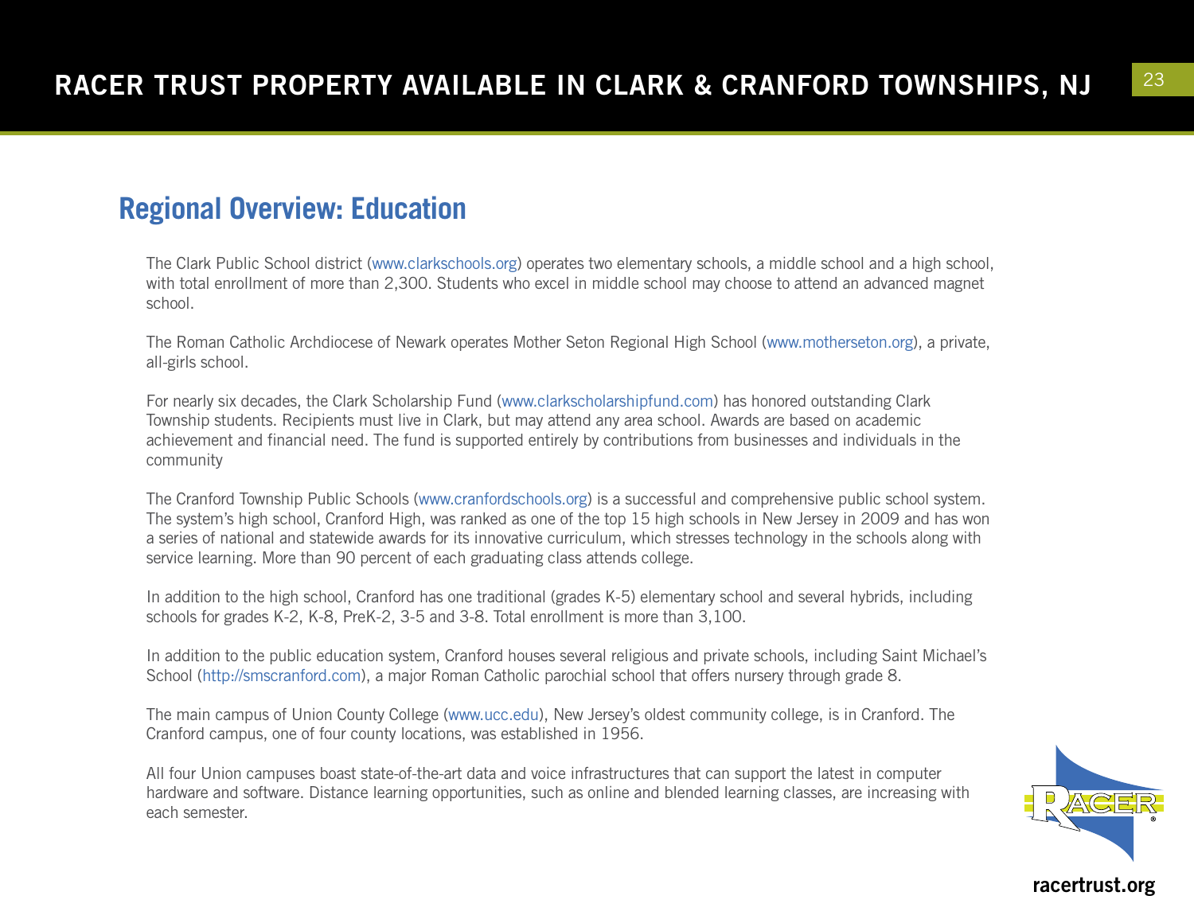## Regional Overview: Education

The Clark Public School district (www.clarkschools.org) operates two elementary schools, a middle school and a high school, with total enrollment of more than 2,300. Students who excel in middle school may choose to attend an advanced magnet school.

The Roman Catholic Archdiocese of Newark operates Mother Seton Regional High School (www.motherseton.org), a private, all-girls school.

For nearly six decades, the Clark Scholarship Fund (www.clarkscholarshipfund.com) has honored outstanding Clark Township students. Recipients must live in Clark, but may attend any area school. Awards are based on academic achievement and financial need. The fund is supported entirely by contributions from businesses and individuals in the community

The Cranford Township Public Schools (www.cranfordschools.org) is a successful and comprehensive public school system. The system's high school, Cranford High, was ranked as one of the top 15 high schools in New Jersey in 2009 and has won a series of national and statewide awards for its innovative curriculum, which stresses technology in the schools along with service learning. More than 90 percent of each graduating class attends college.

In addition to the high school, Cranford has one traditional (grades K-5) elementary school and several hybrids, including schools for grades K-2, K-8, PreK-2, 3-5 and 3-8. Total enrollment is more than 3,100.

In addition to the public education system, Cranford houses several religious and private schools, including Saint Michael's School (http://smscranford.com), a major Roman Catholic parochial school that offers nursery through grade 8.

The main campus of Union County College (www.ucc.edu), New Jersey's oldest community college, is in Cranford. The Cranford campus, one of four county locations, was established in 1956.

All four Union campuses boast state-of-the-art data and voice infrastructures that can support the latest in computer hardware and software. Distance learning opportunities, such as online and blended learning classes, are increasing with each semester.

racertrust.org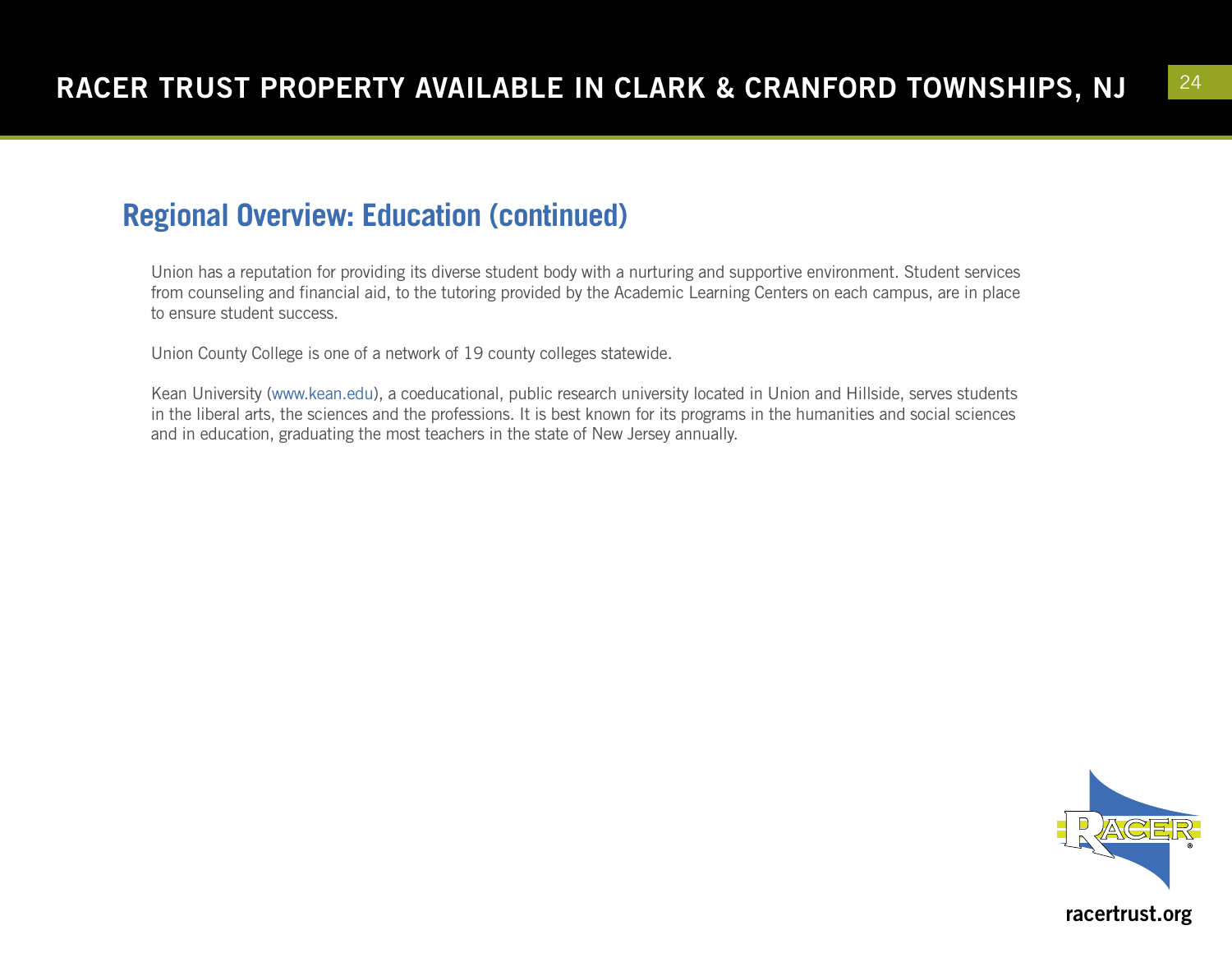## Regional Overview: Education (continued)

Union has a reputation for providing its diverse student body with a nurturing and supportive environment. Student services from counseling and financial aid, to the tutoring provided by the Academic Learning Centers on each campus, are in place to ensure student success.

Union County College is one of a network of 19 county colleges statewide.

Kean University (www.kean.edu), a coeducational, public research university located in Union and Hillside, serves students in the liberal arts, the sciences and the professions. It is best known for its programs in the humanities and social sciences and in education, graduating the most teachers in the state of New Jersey annually.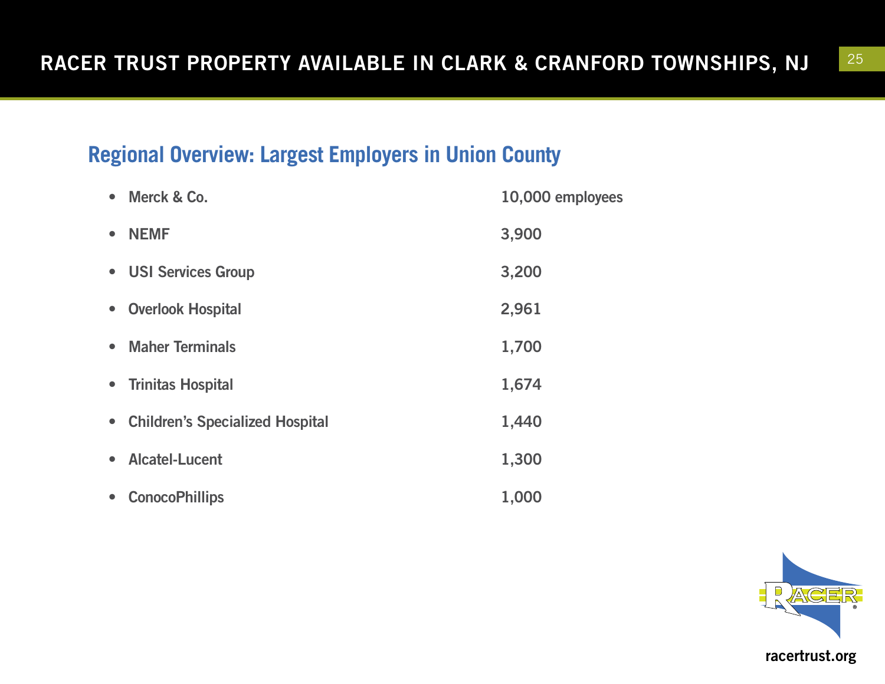## Regional Overview: Largest Employers in Union County

- Merck & Co. — 10,000 employees
- NEMF — 3,900
- USI Services Group — 3,200
- Overlook Hospital — 2,961
- Maher Terminals — 1,700
- Trinitas Hospital — 1,674
- Children's Specialized Hospital — 1,440
- Alcatel-Lucent — 1,300
- ConocoPhillips — 1,000

racertrust.org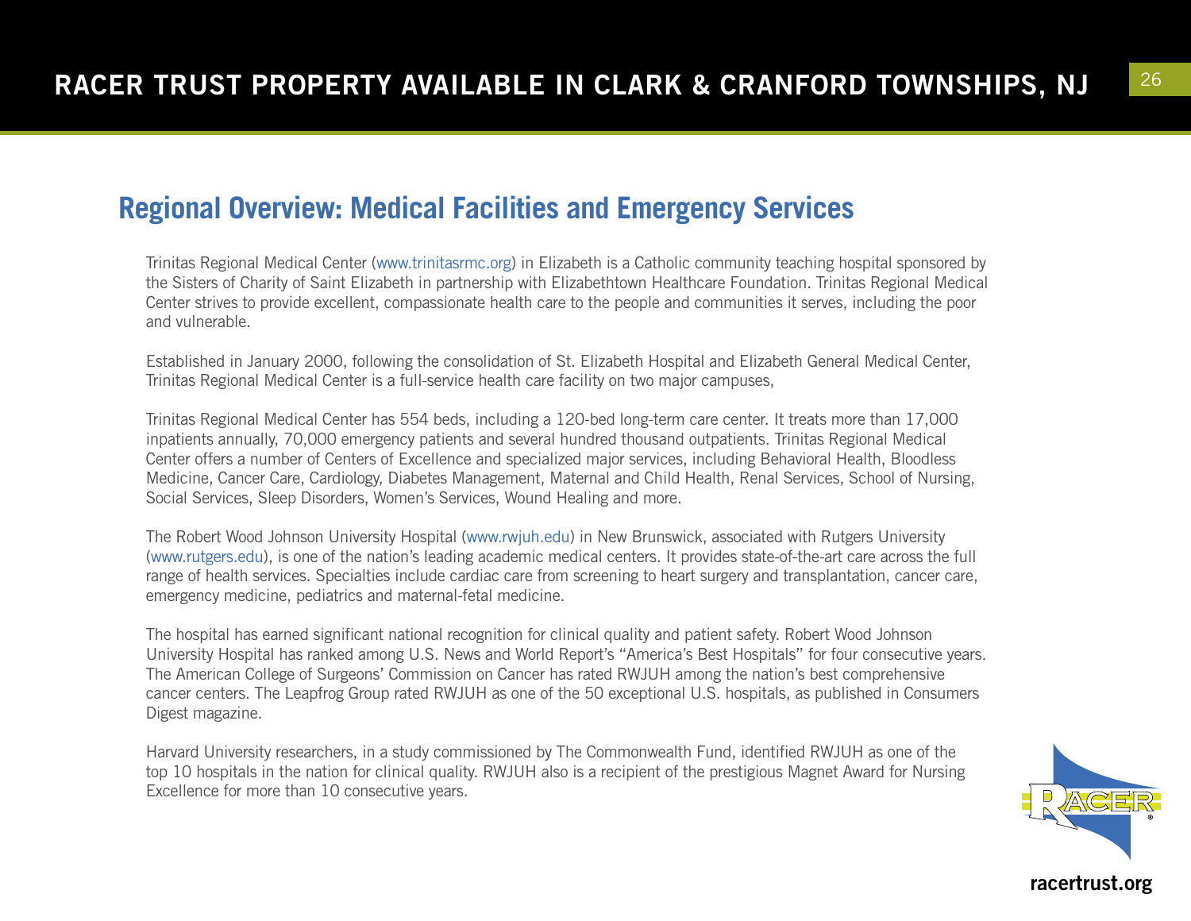## Regional Overview: Medical Facilities and Emergency Services

Trinitas Regional Medical Center (www.trinitasrmc.org) in Elizabeth is a Catholic community teaching hospital sponsored by the Sisters of Charity of Saint Elizabeth in partnership with Elizabethtown Healthcare Foundation. Trinitas Regional Medical Center strives to provide excellent, compassionate health care to the people and communities it serves, including the poor and vulnerable.

Established in January 2000, following the consolidation of St. Elizabeth Hospital and Elizabeth General Medical Center, Trinitas Regional Medical Center is a full-service health care facility on two major campuses,

Trinitas Regional Medical Center has 554 beds, including a 120-bed long-term care center. It treats more than 17,000 inpatients annually, 70,000 emergency patients and several hundred thousand outpatients. Trinitas Regional Medical Center offers a number of Centers of Excellence and specialized major services, including Behavioral Health, Bloodless Medicine, Cancer Care, Cardiology, Diabetes Management, Maternal and Child Health, Renal Services, School of Nursing, Social Services, Sleep Disorders, Women's Services, Wound Healing and more.

The Robert Wood Johnson University Hospital (www.rwjuh.edu) in New Brunswick, associated with Rutgers University (www.rutgers.edu), is one of the nation's leading academic medical centers. It provides state-of-the-art care across the full range of health services. Specialties include cardiac care from screening to heart surgery and transplantation, cancer care, emergency medicine, pediatrics and maternal-fetal medicine.

The hospital has earned significant national recognition for clinical quality and patient safety. Robert Wood Johnson University Hospital has ranked among U.S. News and World Report's "America's Best Hospitals" for four consecutive years. The American College of Surgeons' Commission on Cancer has rated RWJUH among the nation's best comprehensive cancer centers. The Leapfrog Group rated RWJUH as one of the 50 exceptional U.S. hospitals, as published in Consumers Digest magazine.

Harvard University researchers, in a study commissioned by The Commonwealth Fund, identified RWJUH as one of the top 10 hospitals in the nation for clinical quality. RWJUH also is a recipient of the prestigious Magnet Award for Nursing Excellence for more than 10 consecutive years.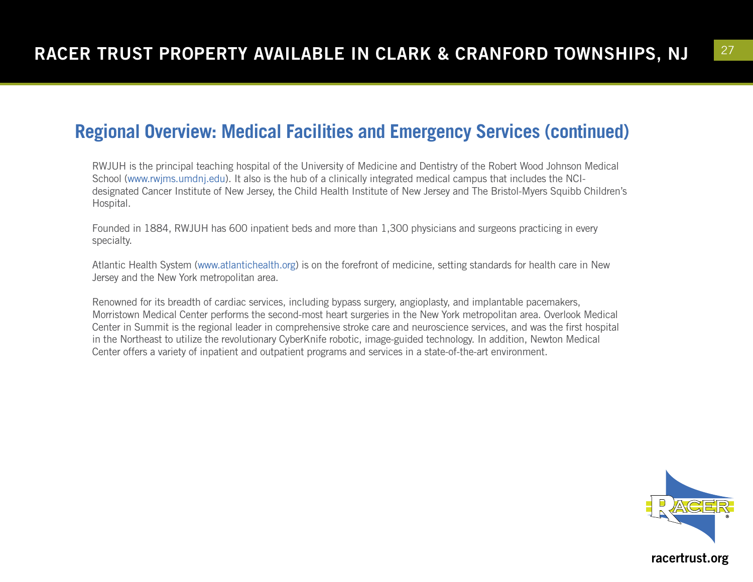## Regional Overview: Medical Facilities and Emergency Services (continued)

RWJUH is the principal teaching hospital of the University of Medicine and Dentistry of the Robert Wood Johnson Medical School (www.rwjms.umdnj.edu). It also is the hub of a clinically integrated medical campus that includes the NCI-designated Cancer Institute of New Jersey, the Child Health Institute of New Jersey and The Bristol-Myers Squibb Children's Hospital.

Founded in 1884, RWJUH has 600 inpatient beds and more than 1,300 physicians and surgeons practicing in every specialty.

Atlantic Health System (www.atlantichealth.org) is on the forefront of medicine, setting standards for health care in New Jersey and the New York metropolitan area.

Renowned for its breadth of cardiac services, including bypass surgery, angioplasty, and implantable pacemakers, Morristown Medical Center performs the second-most heart surgeries in the New York metropolitan area. Overlook Medical Center in Summit is the regional leader in comprehensive stroke care and neuroscience services, and was the first hospital in the Northeast to utilize the revolutionary CyberKnife robotic, image-guided technology. In addition, Newton Medical Center offers a variety of inpatient and outpatient programs and services in a state-of-the-art environment.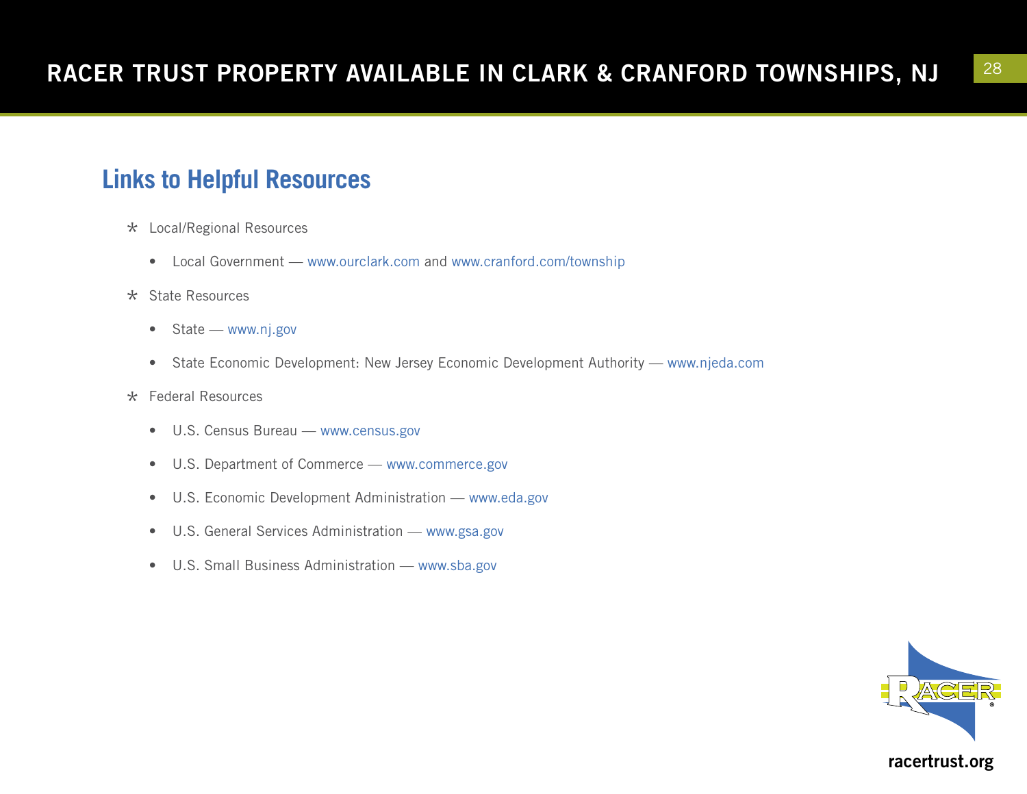## Links to Helpful Resources

- Local/Regional Resources
  - Local Government — www.ourclark.com and www.cranford.com/township
- State Resources
  - State — www.nj.gov
  - State Economic Development: New Jersey Economic Development Authority — www.njeda.com
- Federal Resources
  - U.S. Census Bureau — www.census.gov
  - U.S. Department of Commerce — www.commerce.gov
  - U.S. Economic Development Administration — www.eda.gov
  - U.S. General Services Administration — www.gsa.gov
  - U.S. Small Business Administration — www.sba.gov

racertrust.org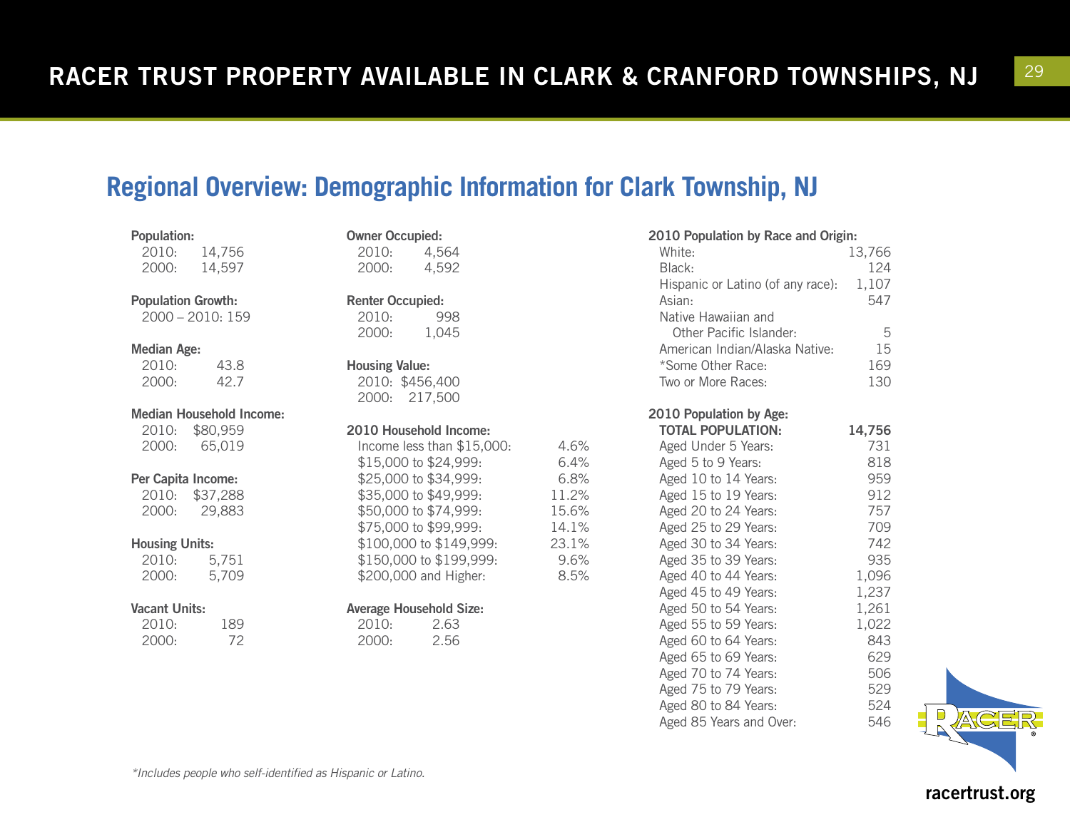## Regional Overview: Demographic Information for Clark Township, NJ

**Population:**

| | |
|---|---|
| 2010: | 14,756 |
| 2000: | 14,597 |

**Population Growth:**

2000 – 2010: 159

**Median Age:**

| | |
|---|---|
| 2010: | 43.8 |
| 2000: | 42.7 |

**Median Household Income:**

| | |
|---|---|
| 2010: | $80,959 |
| 2000: | 65,019 |

**Per Capita Income:**

| | |
|---|---|
| 2010: | $37,288 |
| 2000: | 29,883 |

**Housing Units:**

| | |
|---|---|
| 2010: | 5,751 |
| 2000: | 5,709 |

**Vacant Units:**

| | |
|---|---|
| 2010: | 189 |
| 2000: | 72 |

**Owner Occupied:**

| | |
|---|---|
| 2010: | 4,564 |
| 2000: | 4,592 |

**Renter Occupied:**

| | |
|---|---|
| 2010: | 998 |
| 2000: | 1,045 |

**Housing Value:**

| | |
|---|---|
| 2010: | $456,400 |
| 2000: | 217,500 |

**2010 Household Income:**

| | |
|---|---|
| Income less than $15,000: | 4.6% |
| $15,000 to $24,999: | 6.4% |
| $25,000 to $34,999: | 6.8% |
| $35,000 to $49,999: | 11.2% |
| $50,000 to $74,999: | 15.6% |
| $75,000 to $99,999: | 14.1% |
| $100,000 to $149,999: | 23.1% |
| $150,000 to $199,999: | 9.6% |
| $200,000 and Higher: | 8.5% |

**Average Household Size:**

| | |
|---|---|
| 2010: | 2.63 |
| 2000: | 2.56 |

**2010 Population by Race and Origin:**

| | |
|---|---|
| White: | 13,766 |
| Black: | 124 |
| Hispanic or Latino (of any race): | 1,107 |
| Asian: | 547 |
| Native Hawaiian and Other Pacific Islander: | 5 |
| American Indian/Alaska Native: | 15 |
| *Some Other Race: | 169 |
| Two or More Races: | 130 |

**2010 Population by Age:**

| | |
|---|---|
| **TOTAL POPULATION:** | **14,756** |
| Aged Under 5 Years: | 731 |
| Aged 5 to 9 Years: | 818 |
| Aged 10 to 14 Years: | 959 |
| Aged 15 to 19 Years: | 912 |
| Aged 20 to 24 Years: | 757 |
| Aged 25 to 29 Years: | 709 |
| Aged 30 to 34 Years: | 742 |
| Aged 35 to 39 Years: | 935 |
| Aged 40 to 44 Years: | 1,096 |
| Aged 45 to 49 Years: | 1,237 |
| Aged 50 to 54 Years: | 1,261 |
| Aged 55 to 59 Years: | 1,022 |
| Aged 60 to 64 Years: | 843 |
| Aged 65 to 69 Years: | 629 |
| Aged 70 to 74 Years: | 506 |
| Aged 75 to 79 Years: | 529 |
| Aged 80 to 84 Years: | 524 |
| Aged 85 Years and Over: | 546 |

*Includes people who self-identified as Hispanic or Latino.*

racertrust.org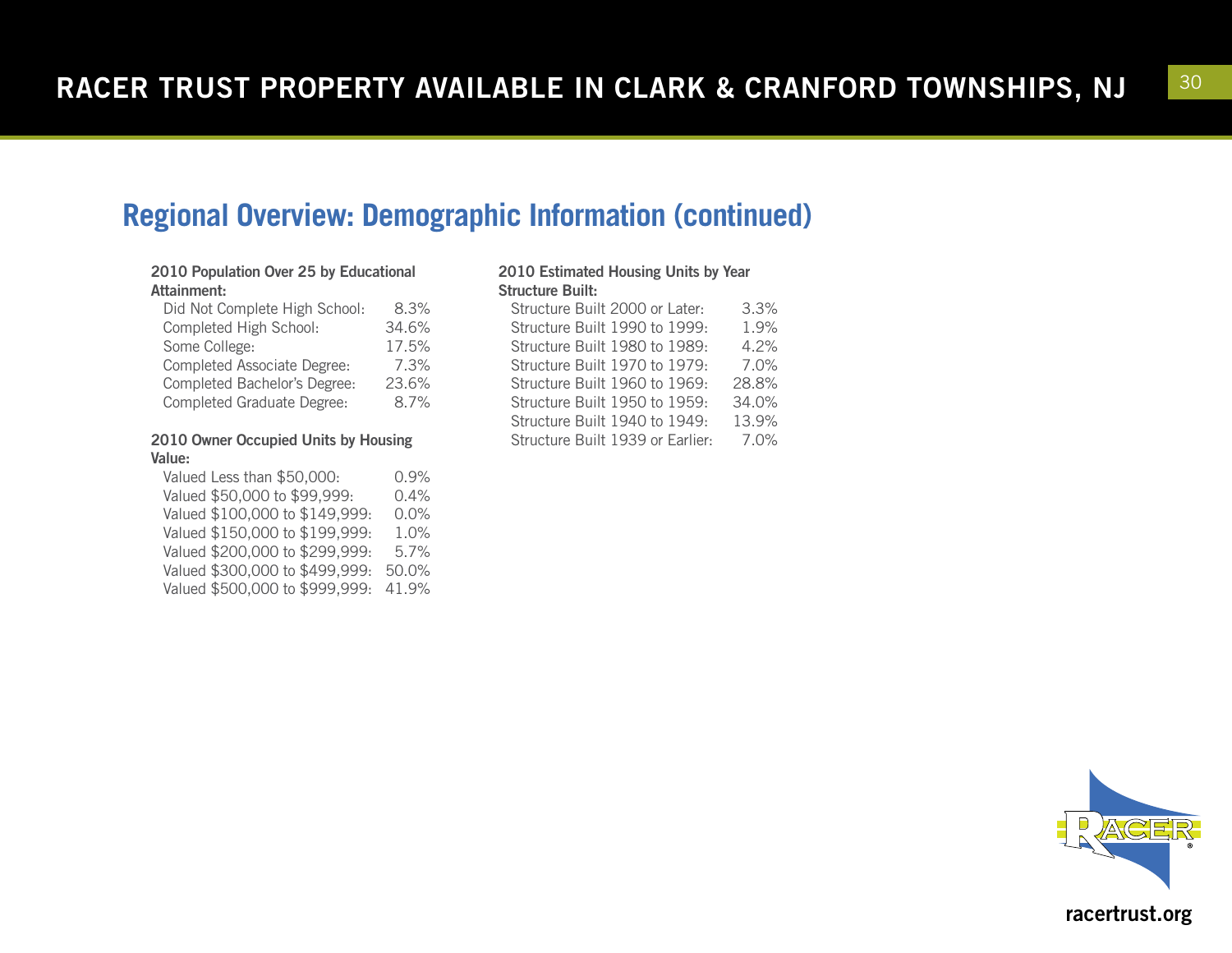## Regional Overview: Demographic Information (continued)

**2010 Population Over 25 by Educational Attainment:**

| | |
|---|---|
| Did Not Complete High School: | 8.3% |
| Completed High School: | 34.6% |
| Some College: | 17.5% |
| Completed Associate Degree: | 7.3% |
| Completed Bachelor's Degree: | 23.6% |
| Completed Graduate Degree: | 8.7% |

**2010 Owner Occupied Units by Housing Value:**

| | |
|---|---|
| Valued Less than $50,000: | 0.9% |
| Valued $50,000 to $99,999: | 0.4% |
| Valued $100,000 to $149,999: | 0.0% |
| Valued $150,000 to $199,999: | 1.0% |
| Valued $200,000 to $299,999: | 5.7% |
| Valued $300,000 to $499,999: | 50.0% |
| Valued $500,000 to $999,999: | 41.9% |

**2010 Estimated Housing Units by Year Structure Built:**

| | |
|---|---|
| Structure Built 2000 or Later: | 3.3% |
| Structure Built 1990 to 1999: | 1.9% |
| Structure Built 1980 to 1989: | 4.2% |
| Structure Built 1970 to 1979: | 7.0% |
| Structure Built 1960 to 1969: | 28.8% |
| Structure Built 1950 to 1959: | 34.0% |
| Structure Built 1940 to 1949: | 13.9% |
| Structure Built 1939 or Earlier: | 7.0% |

racertrust.org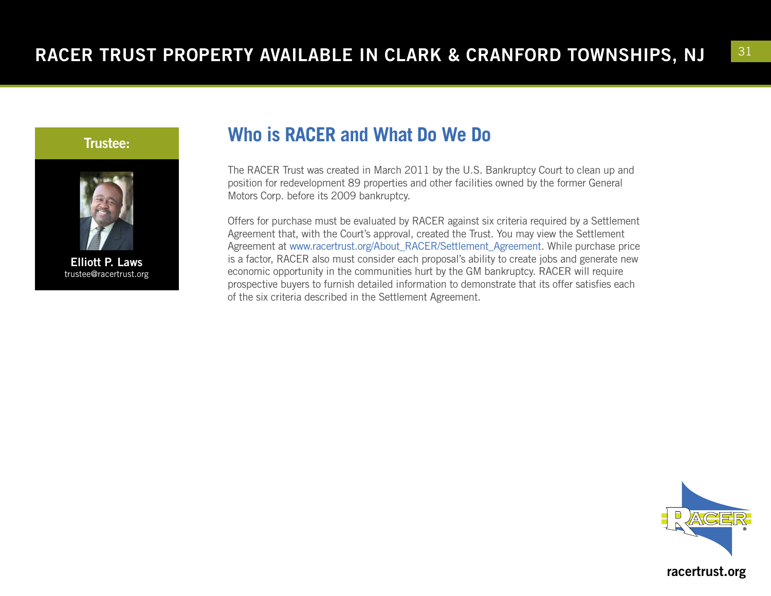**Trustee:**

**Elliott P. Laws**
trustee@racertrust.org

## Who is RACER and What Do We Do

The RACER Trust was created in March 2011 by the U.S. Bankruptcy Court to clean up and position for redevelopment 89 properties and other facilities owned by the former General Motors Corp. before its 2009 bankruptcy.

Offers for purchase must be evaluated by RACER against six criteria required by a Settlement Agreement that, with the Court's approval, created the Trust. You may view the Settlement Agreement at www.racertrust.org/About_RACER/Settlement_Agreement. While purchase price is a factor, RACER also must consider each proposal's ability to create jobs and generate new economic opportunity in the communities hurt by the GM bankruptcy. RACER will require prospective buyers to furnish detailed information to demonstrate that its offer satisfies each of the six criteria described in the Settlement Agreement.

racertrust.org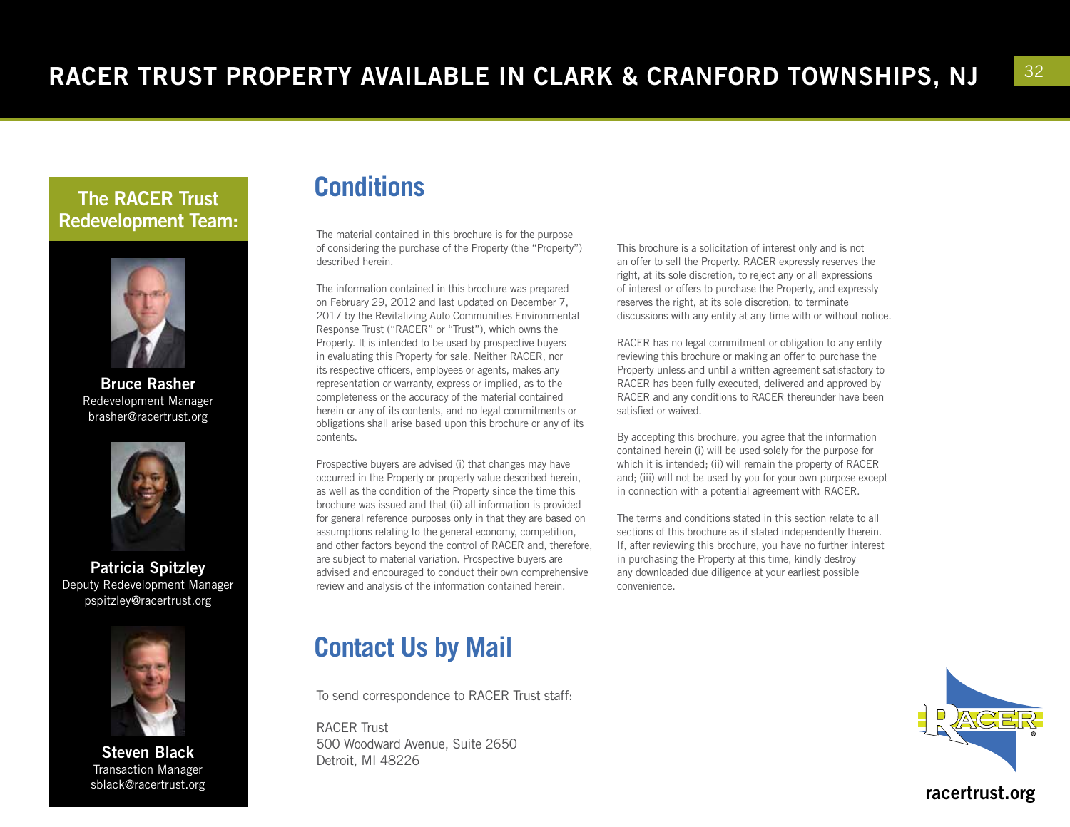## The RACER Trust Redevelopment Team:

**Bruce Rasher**
Redevelopment Manager
brasher@racertrust.org

**Patricia Spitzley**
Deputy Redevelopment Manager
pspitzley@racertrust.org

**Steven Black**
Transaction Manager
sblack@racertrust.org

# Conditions

The material contained in this brochure is for the purpose of considering the purchase of the Property (the "Property") described herein.

The information contained in this brochure was prepared on February 29, 2012 and last updated on December 7, 2017 by the Revitalizing Auto Communities Environmental Response Trust ("RACER" or "Trust"), which owns the Property. It is intended to be used by prospective buyers in evaluating this Property for sale. Neither RACER, nor its respective officers, employees or agents, makes any representation or warranty, express or implied, as to the completeness or the accuracy of the material contained herein or any of its contents, and no legal commitments or obligations shall arise based upon this brochure or any of its contents.

Prospective buyers are advised (i) that changes may have occurred in the Property or property value described herein, as well as the condition of the Property since the time this brochure was issued and that (ii) all information is provided for general reference purposes only in that they are based on assumptions relating to the general economy, competition, and other factors beyond the control of RACER and, therefore, are subject to material variation. Prospective buyers are advised and encouraged to conduct their own comprehensive review and analysis of the information contained herein.

This brochure is a solicitation of interest only and is not an offer to sell the Property. RACER expressly reserves the right, at its sole discretion, to reject any or all expressions of interest or offers to purchase the Property, and expressly reserves the right, at its sole discretion, to terminate discussions with any entity at any time with or without notice.

RACER has no legal commitment or obligation to any entity reviewing this brochure or making an offer to purchase the Property unless and until a written agreement satisfactory to RACER has been fully executed, delivered and approved by RACER and any conditions to RACER thereunder have been satisfied or waived.

By accepting this brochure, you agree that the information contained herein (i) will be used solely for the purpose for which it is intended; (ii) will remain the property of RACER and; (iii) will not be used by you for your own purpose except in connection with a potential agreement with RACER.

The terms and conditions stated in this section relate to all sections of this brochure as if stated independently therein. If, after reviewing this brochure, you have no further interest in purchasing the Property at this time, kindly destroy any downloaded due diligence at your earliest possible convenience.

# Contact Us by Mail

To send correspondence to RACER Trust staff:

RACER Trust
500 Woodward Avenue, Suite 2650
Detroit, MI 48226

racertrust.org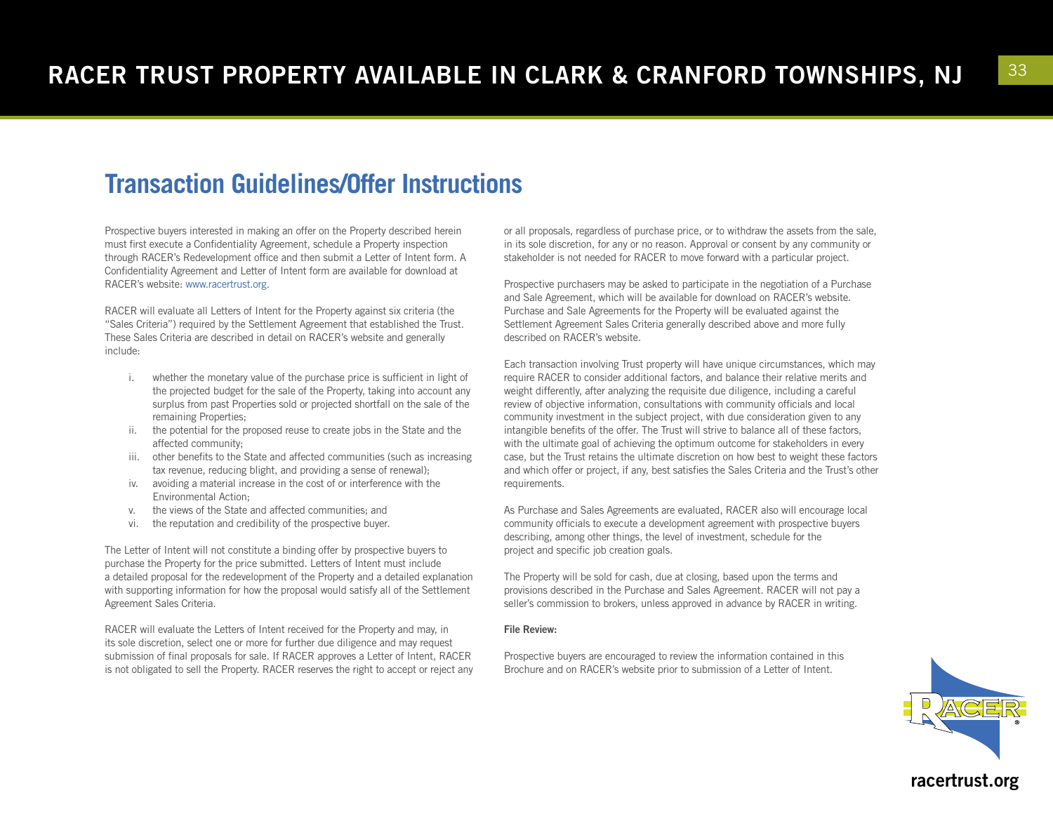## Transaction Guidelines/Offer Instructions

Prospective buyers interested in making an offer on the Property described herein must first execute a Confidentiality Agreement, schedule a Property inspection through RACER's Redevelopment office and then submit a Letter of Intent form. A Confidentiality Agreement and Letter of Intent form are available for download at RACER's website: www.racertrust.org.

RACER will evaluate all Letters of Intent for the Property against six criteria (the "Sales Criteria") required by the Settlement Agreement that established the Trust. These Sales Criteria are described in detail on RACER's website and generally include:

i. whether the monetary value of the purchase price is sufficient in light of the projected budget for the sale of the Property, taking into account any surplus from past Properties sold or projected shortfall on the sale of the remaining Properties;
ii. the potential for the proposed reuse to create jobs in the State and the affected community;
iii. other benefits to the State and affected communities (such as increasing tax revenue, reducing blight, and providing a sense of renewal);
iv. avoiding a material increase in the cost of or interference with the Environmental Action;
v. the views of the State and affected communities; and
vi. the reputation and credibility of the prospective buyer.

The Letter of Intent will not constitute a binding offer by prospective buyers to purchase the Property for the price submitted. Letters of Intent must include a detailed proposal for the redevelopment of the Property and a detailed explanation with supporting information for how the proposal would satisfy all of the Settlement Agreement Sales Criteria.

RACER will evaluate the Letters of Intent received for the Property and may, in its sole discretion, select one or more for further due diligence and may request submission of final proposals for sale. If RACER approves a Letter of Intent, RACER is not obligated to sell the Property. RACER reserves the right to accept or reject any or all proposals, regardless of purchase price, or to withdraw the assets from the sale, in its sole discretion, for any or no reason. Approval or consent by any community or stakeholder is not needed for RACER to move forward with a particular project.

Prospective purchasers may be asked to participate in the negotiation of a Purchase and Sale Agreement, which will be available for download on RACER's website. Purchase and Sale Agreements for the Property will be evaluated against the Settlement Agreement Sales Criteria generally described above and more fully described on RACER's website.

Each transaction involving Trust property will have unique circumstances, which may require RACER to consider additional factors, and balance their relative merits and weight differently, after analyzing the requisite due diligence, including a careful review of objective information, consultations with community officials and local community investment in the subject project, with due consideration given to any intangible benefits of the offer. The Trust will strive to balance all of these factors, with the ultimate goal of achieving the optimum outcome for stakeholders in every case, but the Trust retains the ultimate discretion on how best to weight these factors and which offer or project, if any, best satisfies the Sales Criteria and the Trust's other requirements.

As Purchase and Sales Agreements are evaluated, RACER also will encourage local community officials to execute a development agreement with prospective buyers describing, among other things, the level of investment, schedule for the project and specific job creation goals.

The Property will be sold for cash, due at closing, based upon the terms and provisions described in the Purchase and Sales Agreement. RACER will not pay a seller's commission to brokers, unless approved in advance by RACER in writing.

**File Review:**

Prospective buyers are encouraged to review the information contained in this Brochure and on RACER's website prior to submission of a Letter of Intent.

racertrust.org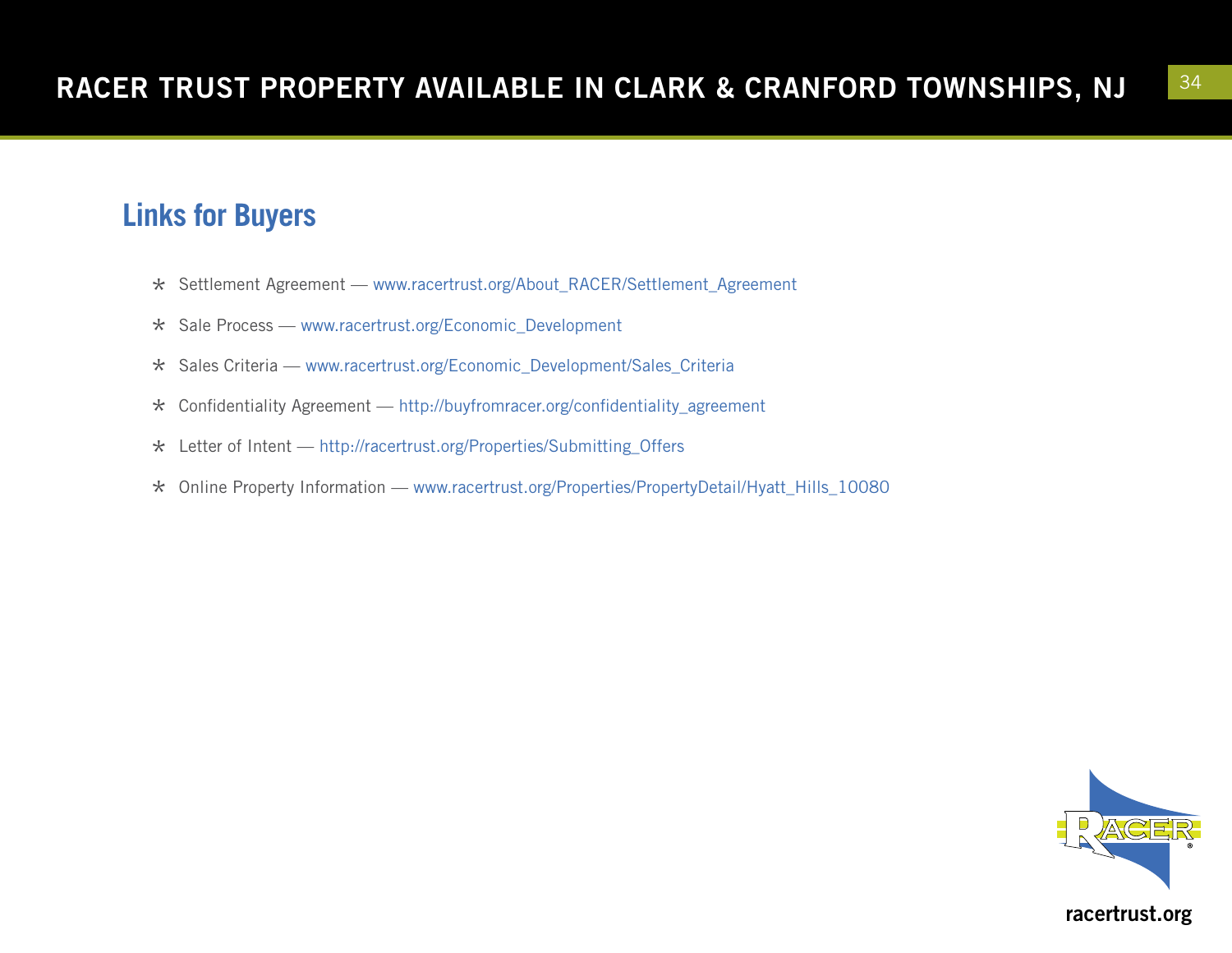## Links for Buyers

- Settlement Agreement — www.racertrust.org/About_RACER/Settlement_Agreement
- Sale Process — www.racertrust.org/Economic_Development
- Sales Criteria — www.racertrust.org/Economic_Development/Sales_Criteria
- Confidentiality Agreement — http://buyfromracer.org/confidentiality_agreement
- Letter of Intent — http://racertrust.org/Properties/Submitting_Offers
- Online Property Information — www.racertrust.org/Properties/PropertyDetail/Hyatt_Hills_10080

racertrust.org